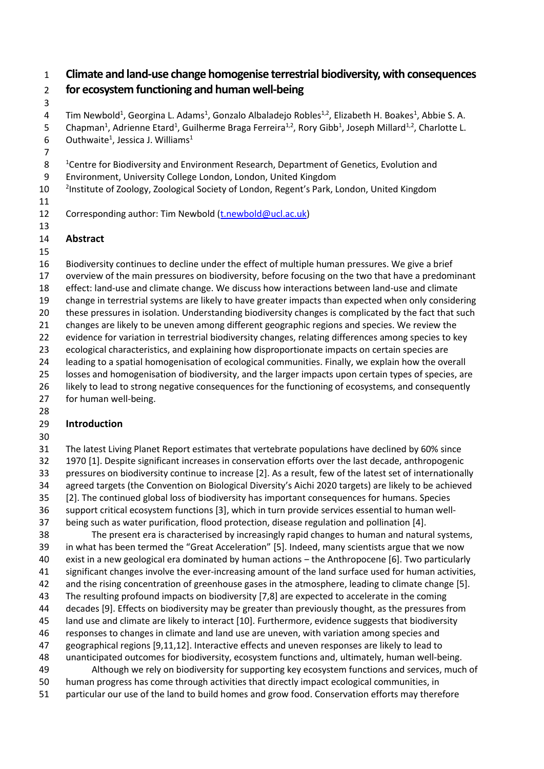# Climate and land-use change homogenise terrestrial biodiversity, with consequences for ecosystem functioning and human well-being

Tim Newbold[1], Georgina L. Adams[1], Gonzalo Albaladejo Robles[1,2], Elizabeth H. Boakes[1], Abbie S. A. Chapman[1], Adrienne Etard[1], Guilherme Braga Ferreira[1,2], Rory Gibb[1], Joseph Millard[1,2], Charlotte L. Outhwaite[1], Jessica J. Williams[1]

[1]Centre for Biodiversity and Environment Research, Department of Genetics, Evolution and Environment, University College London, London, United Kingdom

[2]Institute of Zoology, Zoological Society of London, Regent's Park, London, United Kingdom

Corresponding author: Tim Newbold (t.newbold@ucl.ac.uk)

## Abstract

Biodiversity continues to decline under the effect of multiple human pressures. We give a brief overview of the main pressures on biodiversity, before focusing on the two that have a predominant effect: land-use and climate change. We discuss how interactions between land-use and climate change in terrestrial systems are likely to have greater impacts than expected when only considering these pressures in isolation. Understanding biodiversity changes is complicated by the fact that such changes are likely to be uneven among different geographic regions and species. We review the evidence for variation in terrestrial biodiversity changes, relating differences among species to key ecological characteristics, and explaining how disproportionate impacts on certain species are leading to a spatial homogenisation of ecological communities. Finally, we explain how the overall losses and homogenisation of biodiversity, and the larger impacts upon certain types of species, are likely to lead to strong negative consequences for the functioning of ecosystems, and consequently for human well-being.

## Introduction

The latest Living Planet Report estimates that vertebrate populations have declined by 60% since 1970 [1]. Despite significant increases in conservation efforts over the last decade, anthropogenic pressures on biodiversity continue to increase [2]. As a result, few of the latest set of internationally agreed targets (the Convention on Biological Diversity's Aichi 2020 targets) are likely to be achieved [2]. The continued global loss of biodiversity has important consequences for humans. Species support critical ecosystem functions [3], which in turn provide services essential to human well-being such as water purification, flood protection, disease regulation and pollination [4].

The present era is characterised by increasingly rapid changes to human and natural systems, in what has been termed the "Great Acceleration" [5]. Indeed, many scientists argue that we now exist in a new geological era dominated by human actions – the Anthropocene [6]. Two particularly significant changes involve the ever-increasing amount of the land surface used for human activities, and the rising concentration of greenhouse gases in the atmosphere, leading to climate change [5]. The resulting profound impacts on biodiversity [7,8] are expected to accelerate in the coming decades [9]. Effects on biodiversity may be greater than previously thought, as the pressures from land use and climate are likely to interact [10]. Furthermore, evidence suggests that biodiversity responses to changes in climate and land use are uneven, with variation among species and geographical regions [9,11,12]. Interactive effects and uneven responses are likely to lead to unanticipated outcomes for biodiversity, ecosystem functions and, ultimately, human well-being.

Although we rely on biodiversity for supporting key ecosystem functions and services, much of human progress has come through activities that directly impact ecological communities, in particular our use of the land to build homes and grow food. Conservation efforts may therefore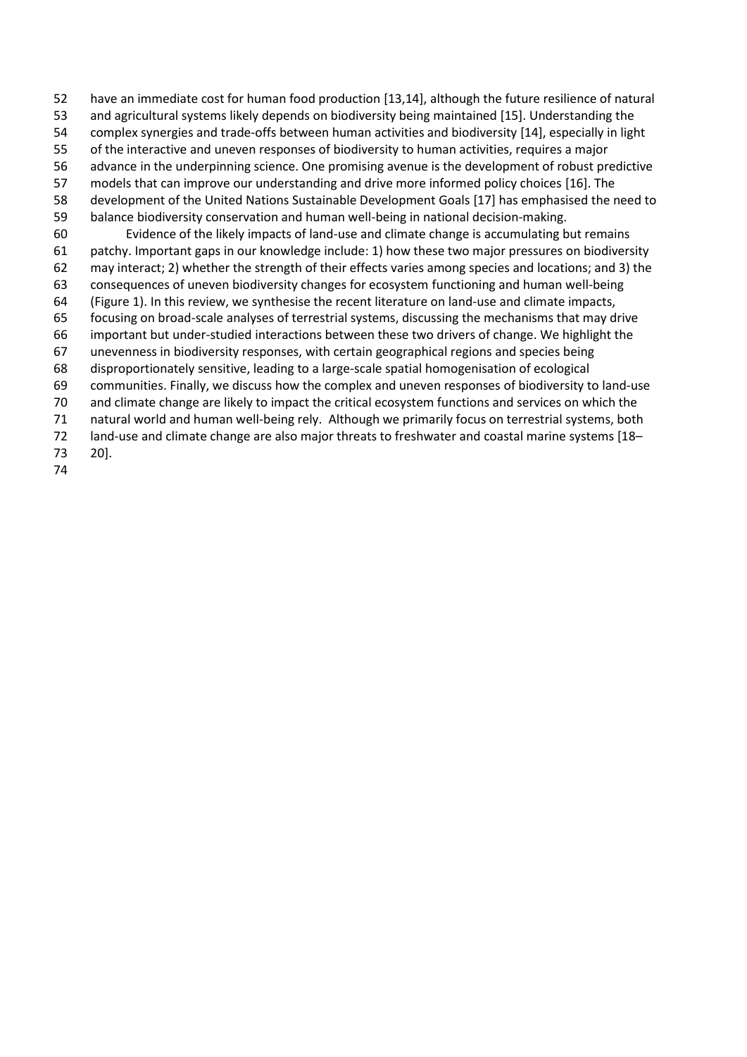have an immediate cost for human food production [13,14], although the future resilience of natural and agricultural systems likely depends on biodiversity being maintained [15]. Understanding the complex synergies and trade-offs between human activities and biodiversity [14], especially in light of the interactive and uneven responses of biodiversity to human activities, requires a major advance in the underpinning science. One promising avenue is the development of robust predictive models that can improve our understanding and drive more informed policy choices [16]. The development of the United Nations Sustainable Development Goals [17] has emphasised the need to balance biodiversity conservation and human well-being in national decision-making.

Evidence of the likely impacts of land-use and climate change is accumulating but remains patchy. Important gaps in our knowledge include: 1) how these two major pressures on biodiversity may interact; 2) whether the strength of their effects varies among species and locations; and 3) the consequences of uneven biodiversity changes for ecosystem functioning and human well-being (Figure 1). In this review, we synthesise the recent literature on land-use and climate impacts, focusing on broad-scale analyses of terrestrial systems, discussing the mechanisms that may drive important but under-studied interactions between these two drivers of change. We highlight the unevenness in biodiversity responses, with certain geographical regions and species being disproportionately sensitive, leading to a large-scale spatial homogenisation of ecological communities. Finally, we discuss how the complex and uneven responses of biodiversity to land-use and climate change are likely to impact the critical ecosystem functions and services on which the natural world and human well-being rely. Although we primarily focus on terrestrial systems, both land-use and climate change are also major threats to freshwater and coastal marine systems [18–20].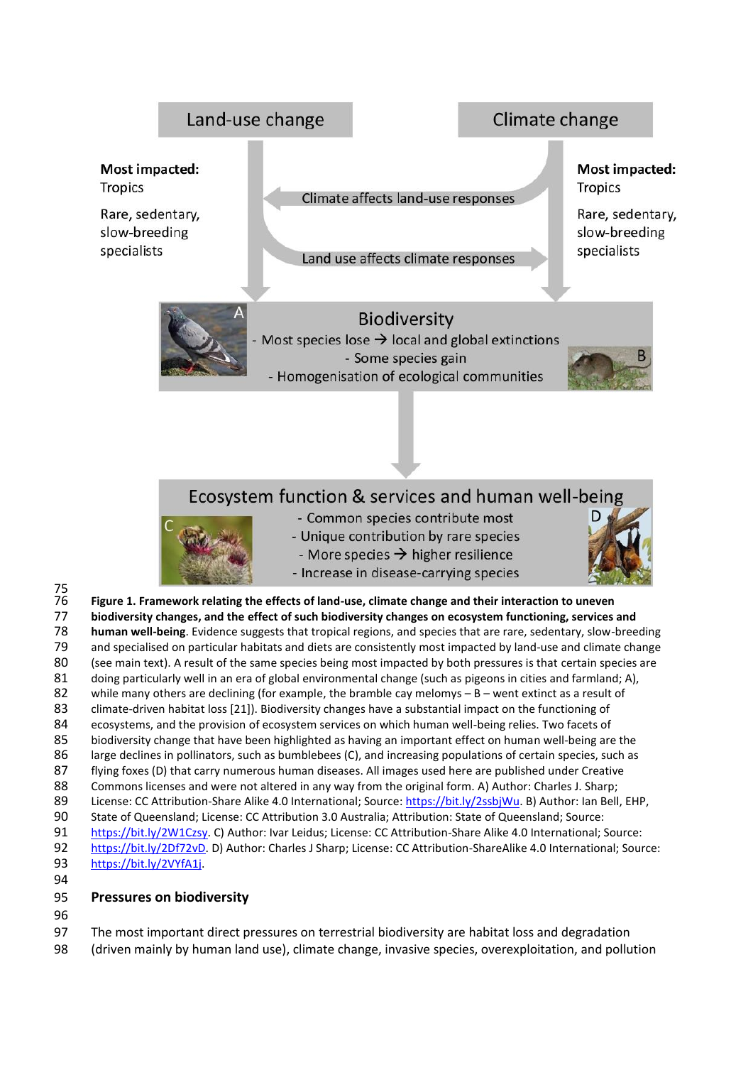Land-use change

Climate change

**Most impacted:**
Tropics

Rare, sedentary, slow-breeding specialists

Climate affects land-use responses

Land use affects climate responses

**Most impacted:**
Tropics

Rare, sedentary, slow-breeding specialists

Biodiversity
- Most species lose → local and global extinctions
- Some species gain
- Homogenisation of ecological communities

Ecosystem function & services and human well-being
- Common species contribute most
- Unique contribution by rare species
- More species → higher resilience
- Increase in disease-carrying species

**Figure 1. Framework relating the effects of land-use, climate change and their interaction to uneven biodiversity changes, and the effect of such biodiversity changes on ecosystem functioning, services and human well-being**. Evidence suggests that tropical regions, and species that are rare, sedentary, slow-breeding and specialised on particular habitats and diets are consistently most impacted by land-use and climate change (see main text). A result of the same species being most impacted by both pressures is that certain species are doing particularly well in an era of global environmental change (such as pigeons in cities and farmland; A), while many others are declining (for example, the bramble cay melomys – B – went extinct as a result of climate-driven habitat loss [21]). Biodiversity changes have a substantial impact on the functioning of ecosystems, and the provision of ecosystem services on which human well-being relies. Two facets of biodiversity change that have been highlighted as having an important effect on human well-being are the large declines in pollinators, such as bumblebees (C), and increasing populations of certain species, such as flying foxes (D) that carry numerous human diseases. All images used here are published under Creative Commons licenses and were not altered in any way from the original form. A) Author: Charles J. Sharp; License: CC Attribution-Share Alike 4.0 International; Source: https://bit.ly/2ssbjWu. B) Author: Ian Bell, EHP, State of Queensland; License: CC Attribution 3.0 Australia; Attribution: State of Queensland; Source: https://bit.ly/2W1Czsy. C) Author: Ivar Leidus; License: CC Attribution-Share Alike 4.0 International; Source: https://bit.ly/2Df72vD. D) Author: Charles J Sharp; License: CC Attribution-ShareAlike 4.0 International; Source: https://bit.ly/2VYfA1j.

## Pressures on biodiversity

The most important direct pressures on terrestrial biodiversity are habitat loss and degradation (driven mainly by human land use), climate change, invasive species, overexploitation, and pollution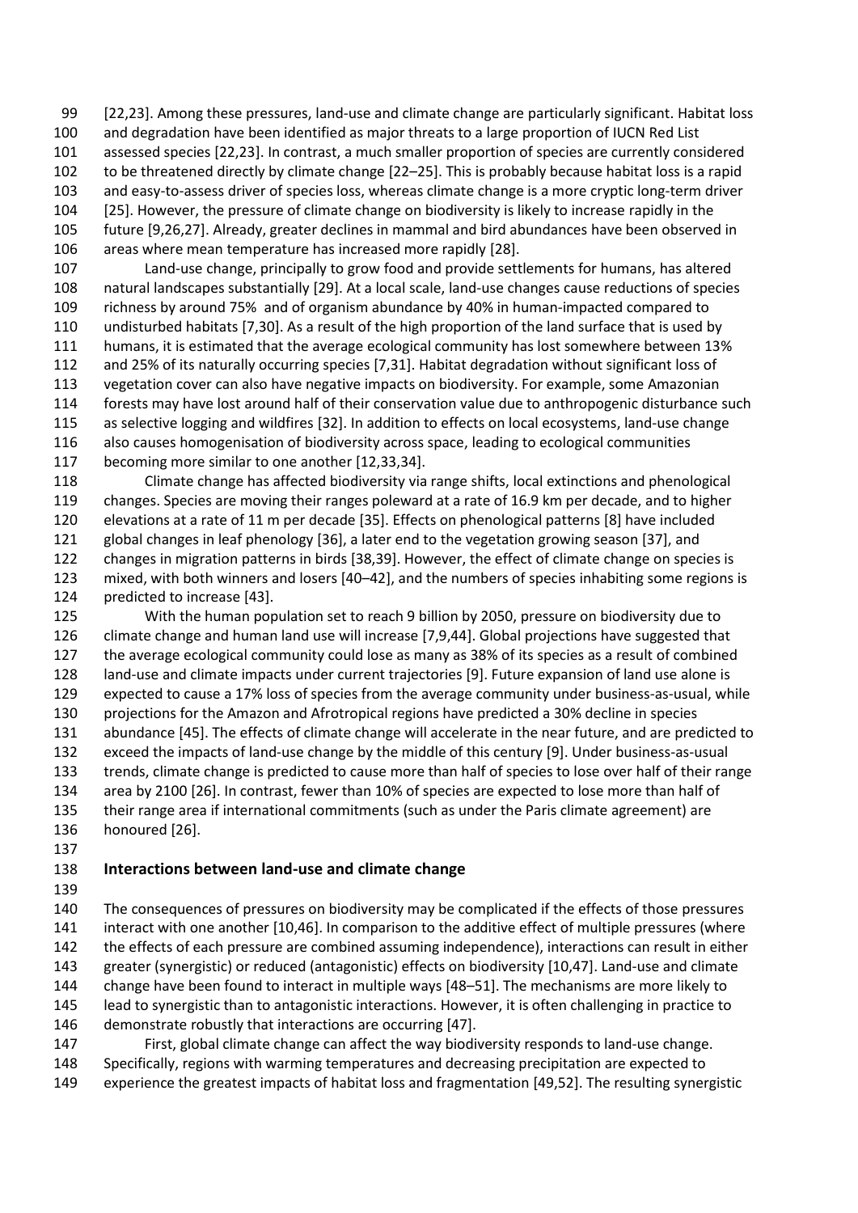[22,23]. Among these pressures, land-use and climate change are particularly significant. Habitat loss and degradation have been identified as major threats to a large proportion of IUCN Red List assessed species [22,23]. In contrast, a much smaller proportion of species are currently considered to be threatened directly by climate change [22–25]. This is probably because habitat loss is a rapid and easy-to-assess driver of species loss, whereas climate change is a more cryptic long-term driver [25]. However, the pressure of climate change on biodiversity is likely to increase rapidly in the future [9,26,27]. Already, greater declines in mammal and bird abundances have been observed in areas where mean temperature has increased more rapidly [28].

Land-use change, principally to grow food and provide settlements for humans, has altered natural landscapes substantially [29]. At a local scale, land-use changes cause reductions of species richness by around 75% and of organism abundance by 40% in human-impacted compared to undisturbed habitats [7,30]. As a result of the high proportion of the land surface that is used by humans, it is estimated that the average ecological community has lost somewhere between 13% and 25% of its naturally occurring species [7,31]. Habitat degradation without significant loss of vegetation cover can also have negative impacts on biodiversity. For example, some Amazonian forests may have lost around half of their conservation value due to anthropogenic disturbance such as selective logging and wildfires [32]. In addition to effects on local ecosystems, land-use change also causes homogenisation of biodiversity across space, leading to ecological communities becoming more similar to one another [12,33,34].

Climate change has affected biodiversity via range shifts, local extinctions and phenological changes. Species are moving their ranges poleward at a rate of 16.9 km per decade, and to higher elevations at a rate of 11 m per decade [35]. Effects on phenological patterns [8] have included global changes in leaf phenology [36], a later end to the vegetation growing season [37], and changes in migration patterns in birds [38,39]. However, the effect of climate change on species is mixed, with both winners and losers [40–42], and the numbers of species inhabiting some regions is predicted to increase [43].

With the human population set to reach 9 billion by 2050, pressure on biodiversity due to climate change and human land use will increase [7,9,44]. Global projections have suggested that the average ecological community could lose as many as 38% of its species as a result of combined land-use and climate impacts under current trajectories [9]. Future expansion of land use alone is expected to cause a 17% loss of species from the average community under business-as-usual, while projections for the Amazon and Afrotropical regions have predicted a 30% decline in species abundance [45]. The effects of climate change will accelerate in the near future, and are predicted to exceed the impacts of land-use change by the middle of this century [9]. Under business-as-usual trends, climate change is predicted to cause more than half of species to lose over half of their range area by 2100 [26]. In contrast, fewer than 10% of species are expected to lose more than half of their range area if international commitments (such as under the Paris climate agreement) are honoured [26].

## Interactions between land-use and climate change

The consequences of pressures on biodiversity may be complicated if the effects of those pressures interact with one another [10,46]. In comparison to the additive effect of multiple pressures (where the effects of each pressure are combined assuming independence), interactions can result in either greater (synergistic) or reduced (antagonistic) effects on biodiversity [10,47]. Land-use and climate change have been found to interact in multiple ways [48–51]. The mechanisms are more likely to lead to synergistic than to antagonistic interactions. However, it is often challenging in practice to demonstrate robustly that interactions are occurring [47].

First, global climate change can affect the way biodiversity responds to land-use change. Specifically, regions with warming temperatures and decreasing precipitation are expected to experience the greatest impacts of habitat loss and fragmentation [49,52]. The resulting synergistic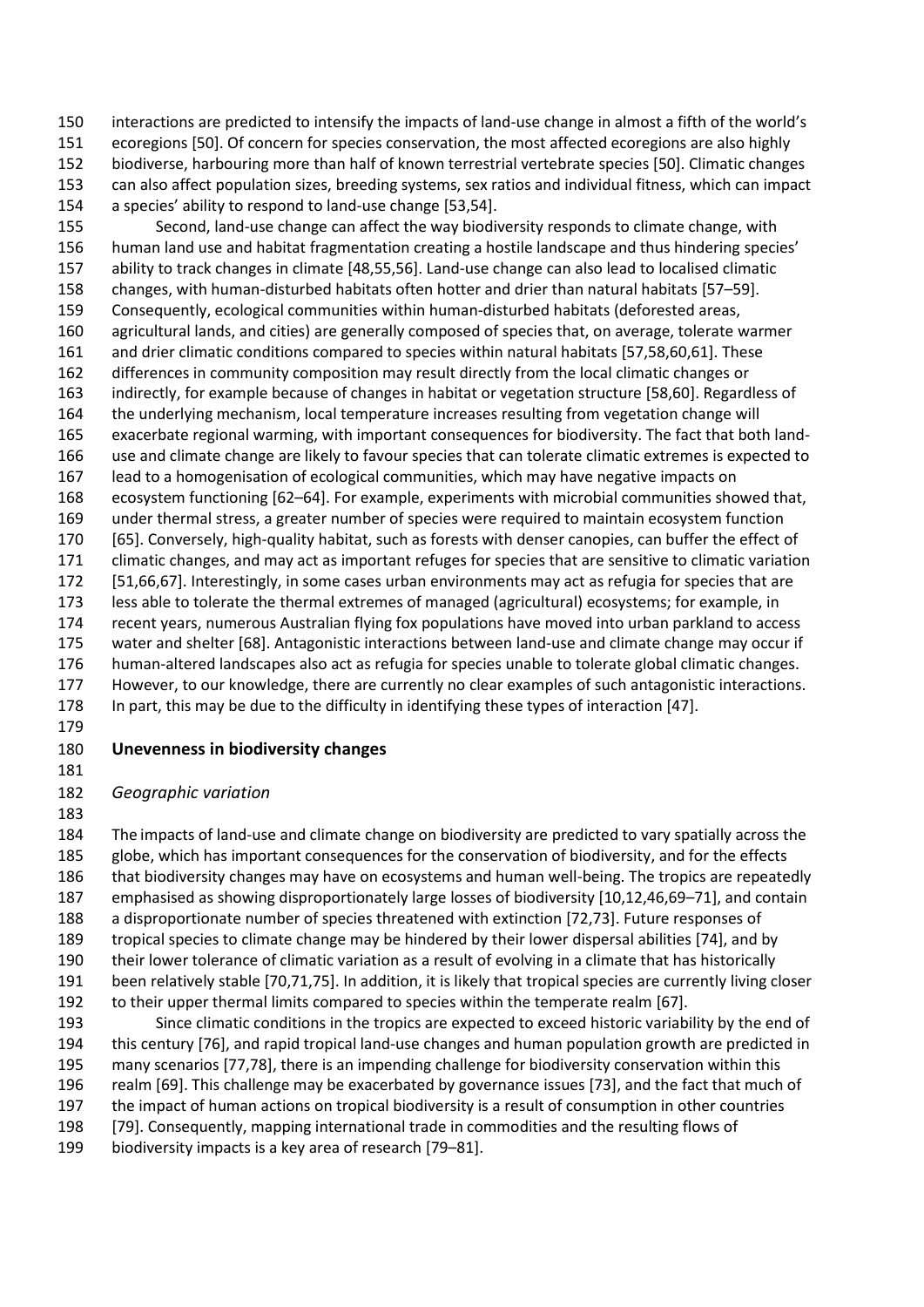interactions are predicted to intensify the impacts of land-use change in almost a fifth of the world's ecoregions [50]. Of concern for species conservation, the most affected ecoregions are also highly biodiverse, harbouring more than half of known terrestrial vertebrate species [50]. Climatic changes can also affect population sizes, breeding systems, sex ratios and individual fitness, which can impact a species' ability to respond to land-use change [53,54].

Second, land-use change can affect the way biodiversity responds to climate change, with human land use and habitat fragmentation creating a hostile landscape and thus hindering species' ability to track changes in climate [48,55,56]. Land-use change can also lead to localised climatic changes, with human-disturbed habitats often hotter and drier than natural habitats [57–59]. Consequently, ecological communities within human-disturbed habitats (deforested areas, agricultural lands, and cities) are generally composed of species that, on average, tolerate warmer and drier climatic conditions compared to species within natural habitats [57,58,60,61]. These differences in community composition may result directly from the local climatic changes or indirectly, for example because of changes in habitat or vegetation structure [58,60]. Regardless of the underlying mechanism, local temperature increases resulting from vegetation change will exacerbate regional warming, with important consequences for biodiversity. The fact that both land-use and climate change are likely to favour species that can tolerate climatic extremes is expected to lead to a homogenisation of ecological communities, which may have negative impacts on ecosystem functioning [62–64]. For example, experiments with microbial communities showed that, under thermal stress, a greater number of species were required to maintain ecosystem function [65]. Conversely, high-quality habitat, such as forests with denser canopies, can buffer the effect of climatic changes, and may act as important refuges for species that are sensitive to climatic variation [51,66,67]. Interestingly, in some cases urban environments may act as refugia for species that are less able to tolerate the thermal extremes of managed (agricultural) ecosystems; for example, in recent years, numerous Australian flying fox populations have moved into urban parkland to access water and shelter [68]. Antagonistic interactions between land-use and climate change may occur if human-altered landscapes also act as refugia for species unable to tolerate global climatic changes. However, to our knowledge, there are currently no clear examples of such antagonistic interactions. In part, this may be due to the difficulty in identifying these types of interaction [47].

## Unevenness in biodiversity changes

### *Geographic variation*

The impacts of land-use and climate change on biodiversity are predicted to vary spatially across the globe, which has important consequences for the conservation of biodiversity, and for the effects that biodiversity changes may have on ecosystems and human well-being. The tropics are repeatedly emphasised as showing disproportionately large losses of biodiversity [10,12,46,69–71], and contain a disproportionate number of species threatened with extinction [72,73]. Future responses of tropical species to climate change may be hindered by their lower dispersal abilities [74], and by their lower tolerance of climatic variation as a result of evolving in a climate that has historically been relatively stable [70,71,75]. In addition, it is likely that tropical species are currently living closer to their upper thermal limits compared to species within the temperate realm [67].

Since climatic conditions in the tropics are expected to exceed historic variability by the end of this century [76], and rapid tropical land-use changes and human population growth are predicted in many scenarios [77,78], there is an impending challenge for biodiversity conservation within this realm [69]. This challenge may be exacerbated by governance issues [73], and the fact that much of the impact of human actions on tropical biodiversity is a result of consumption in other countries [79]. Consequently, mapping international trade in commodities and the resulting flows of biodiversity impacts is a key area of research [79–81].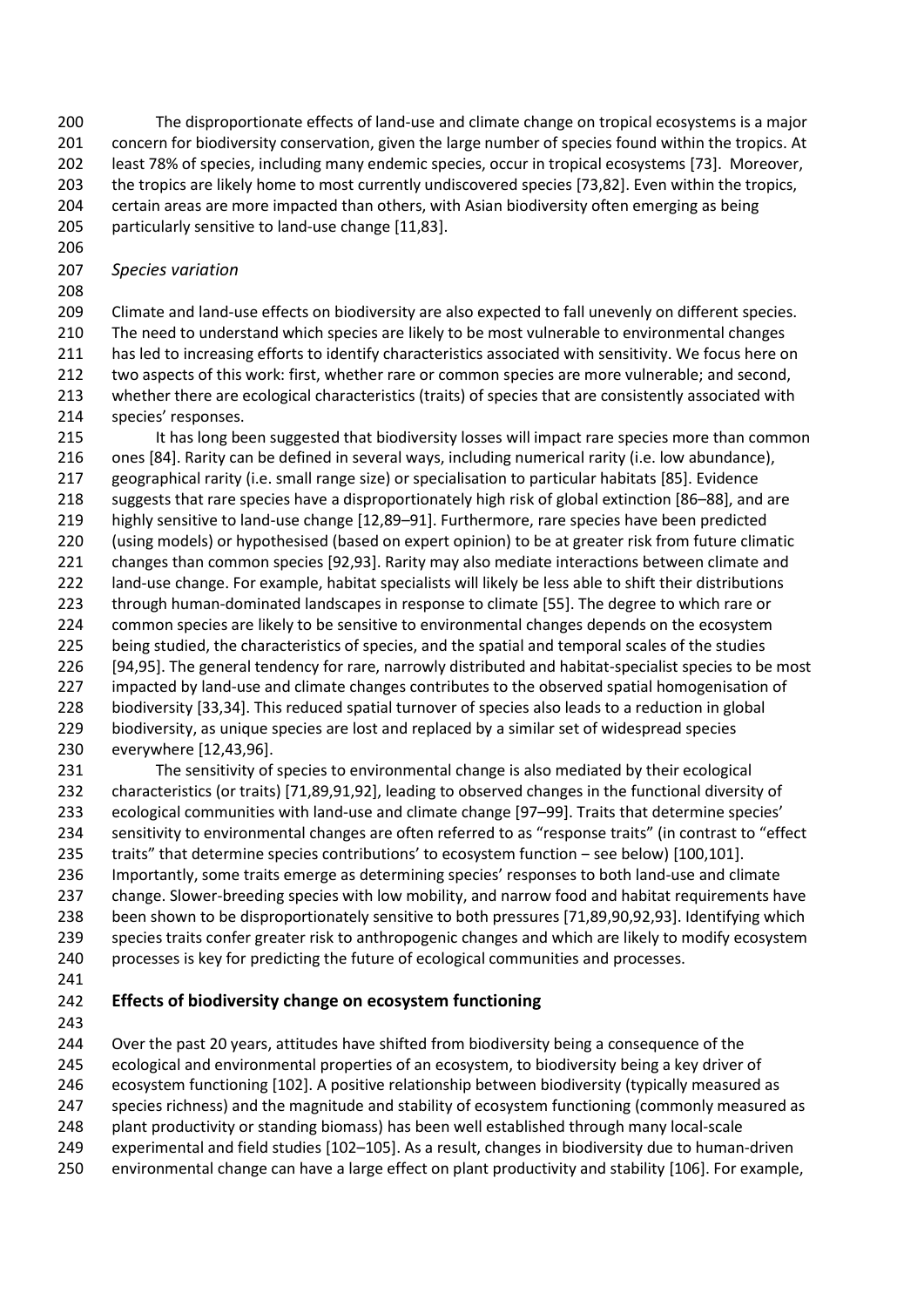The disproportionate effects of land-use and climate change on tropical ecosystems is a major concern for biodiversity conservation, given the large number of species found within the tropics. At least 78% of species, including many endemic species, occur in tropical ecosystems [73]. Moreover, the tropics are likely home to most currently undiscovered species [73,82]. Even within the tropics, certain areas are more impacted than others, with Asian biodiversity often emerging as being particularly sensitive to land-use change [11,83].

### *Species variation*

Climate and land-use effects on biodiversity are also expected to fall unevenly on different species. The need to understand which species are likely to be most vulnerable to environmental changes has led to increasing efforts to identify characteristics associated with sensitivity. We focus here on two aspects of this work: first, whether rare or common species are more vulnerable; and second, whether there are ecological characteristics (traits) of species that are consistently associated with species' responses.

It has long been suggested that biodiversity losses will impact rare species more than common ones [84]. Rarity can be defined in several ways, including numerical rarity (i.e. low abundance), geographical rarity (i.e. small range size) or specialisation to particular habitats [85]. Evidence suggests that rare species have a disproportionately high risk of global extinction [86–88], and are highly sensitive to land-use change [12,89–91]. Furthermore, rare species have been predicted (using models) or hypothesised (based on expert opinion) to be at greater risk from future climatic changes than common species [92,93]. Rarity may also mediate interactions between climate and land-use change. For example, habitat specialists will likely be less able to shift their distributions through human-dominated landscapes in response to climate [55]. The degree to which rare or common species are likely to be sensitive to environmental changes depends on the ecosystem being studied, the characteristics of species, and the spatial and temporal scales of the studies [94,95]. The general tendency for rare, narrowly distributed and habitat-specialist species to be most impacted by land-use and climate changes contributes to the observed spatial homogenisation of biodiversity [33,34]. This reduced spatial turnover of species also leads to a reduction in global biodiversity, as unique species are lost and replaced by a similar set of widespread species everywhere [12,43,96].

The sensitivity of species to environmental change is also mediated by their ecological characteristics (or traits) [71,89,91,92], leading to observed changes in the functional diversity of ecological communities with land-use and climate change [97–99]. Traits that determine species' sensitivity to environmental changes are often referred to as "response traits" (in contrast to "effect traits" that determine species contributions' to ecosystem function – see below) [100,101]. Importantly, some traits emerge as determining species' responses to both land-use and climate change. Slower-breeding species with low mobility, and narrow food and habitat requirements have been shown to be disproportionately sensitive to both pressures [71,89,90,92,93]. Identifying which species traits confer greater risk to anthropogenic changes and which are likely to modify ecosystem processes is key for predicting the future of ecological communities and processes.

## Effects of biodiversity change on ecosystem functioning

Over the past 20 years, attitudes have shifted from biodiversity being a consequence of the ecological and environmental properties of an ecosystem, to biodiversity being a key driver of ecosystem functioning [102]. A positive relationship between biodiversity (typically measured as species richness) and the magnitude and stability of ecosystem functioning (commonly measured as plant productivity or standing biomass) has been well established through many local-scale experimental and field studies [102–105]. As a result, changes in biodiversity due to human-driven environmental change can have a large effect on plant productivity and stability [106]. For example,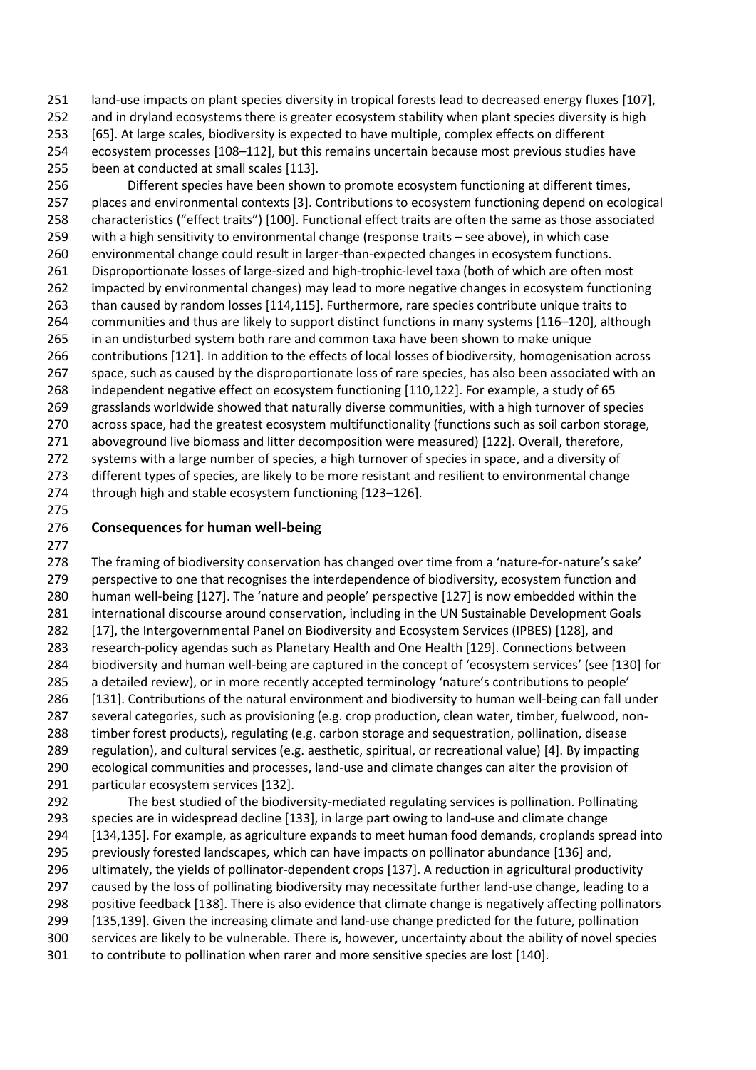land-use impacts on plant species diversity in tropical forests lead to decreased energy fluxes [107], and in dryland ecosystems there is greater ecosystem stability when plant species diversity is high [65]. At large scales, biodiversity is expected to have multiple, complex effects on different ecosystem processes [108–112], but this remains uncertain because most previous studies have been at conducted at small scales [113].

Different species have been shown to promote ecosystem functioning at different times, places and environmental contexts [3]. Contributions to ecosystem functioning depend on ecological characteristics ("effect traits") [100]. Functional effect traits are often the same as those associated with a high sensitivity to environmental change (response traits – see above), in which case environmental change could result in larger-than-expected changes in ecosystem functions. Disproportionate losses of large-sized and high-trophic-level taxa (both of which are often most impacted by environmental changes) may lead to more negative changes in ecosystem functioning than caused by random losses [114,115]. Furthermore, rare species contribute unique traits to communities and thus are likely to support distinct functions in many systems [116–120], although in an undisturbed system both rare and common taxa have been shown to make unique contributions [121]. In addition to the effects of local losses of biodiversity, homogenisation across space, such as caused by the disproportionate loss of rare species, has also been associated with an independent negative effect on ecosystem functioning [110,122]. For example, a study of 65 grasslands worldwide showed that naturally diverse communities, with a high turnover of species across space, had the greatest ecosystem multifunctionality (functions such as soil carbon storage, aboveground live biomass and litter decomposition were measured) [122]. Overall, therefore, systems with a large number of species, a high turnover of species in space, and a diversity of different types of species, are likely to be more resistant and resilient to environmental change through high and stable ecosystem functioning [123–126].

## Consequences for human well-being

The framing of biodiversity conservation has changed over time from a 'nature-for-nature's sake' perspective to one that recognises the interdependence of biodiversity, ecosystem function and human well-being [127]. The 'nature and people' perspective [127] is now embedded within the international discourse around conservation, including in the UN Sustainable Development Goals [17], the Intergovernmental Panel on Biodiversity and Ecosystem Services (IPBES) [128], and research-policy agendas such as Planetary Health and One Health [129]. Connections between biodiversity and human well-being are captured in the concept of 'ecosystem services' (see [130] for a detailed review), or in more recently accepted terminology 'nature's contributions to people' [131]. Contributions of the natural environment and biodiversity to human well-being can fall under several categories, such as provisioning (e.g. crop production, clean water, timber, fuelwood, non-timber forest products), regulating (e.g. carbon storage and sequestration, pollination, disease regulation), and cultural services (e.g. aesthetic, spiritual, or recreational value) [4]. By impacting ecological communities and processes, land-use and climate changes can alter the provision of particular ecosystem services [132].

The best studied of the biodiversity-mediated regulating services is pollination. Pollinating species are in widespread decline [133], in large part owing to land-use and climate change [134,135]. For example, as agriculture expands to meet human food demands, croplands spread into previously forested landscapes, which can have impacts on pollinator abundance [136] and, ultimately, the yields of pollinator-dependent crops [137]. A reduction in agricultural productivity caused by the loss of pollinating biodiversity may necessitate further land-use change, leading to a positive feedback [138]. There is also evidence that climate change is negatively affecting pollinators [135,139]. Given the increasing climate and land-use change predicted for the future, pollination services are likely to be vulnerable. There is, however, uncertainty about the ability of novel species to contribute to pollination when rarer and more sensitive species are lost [140].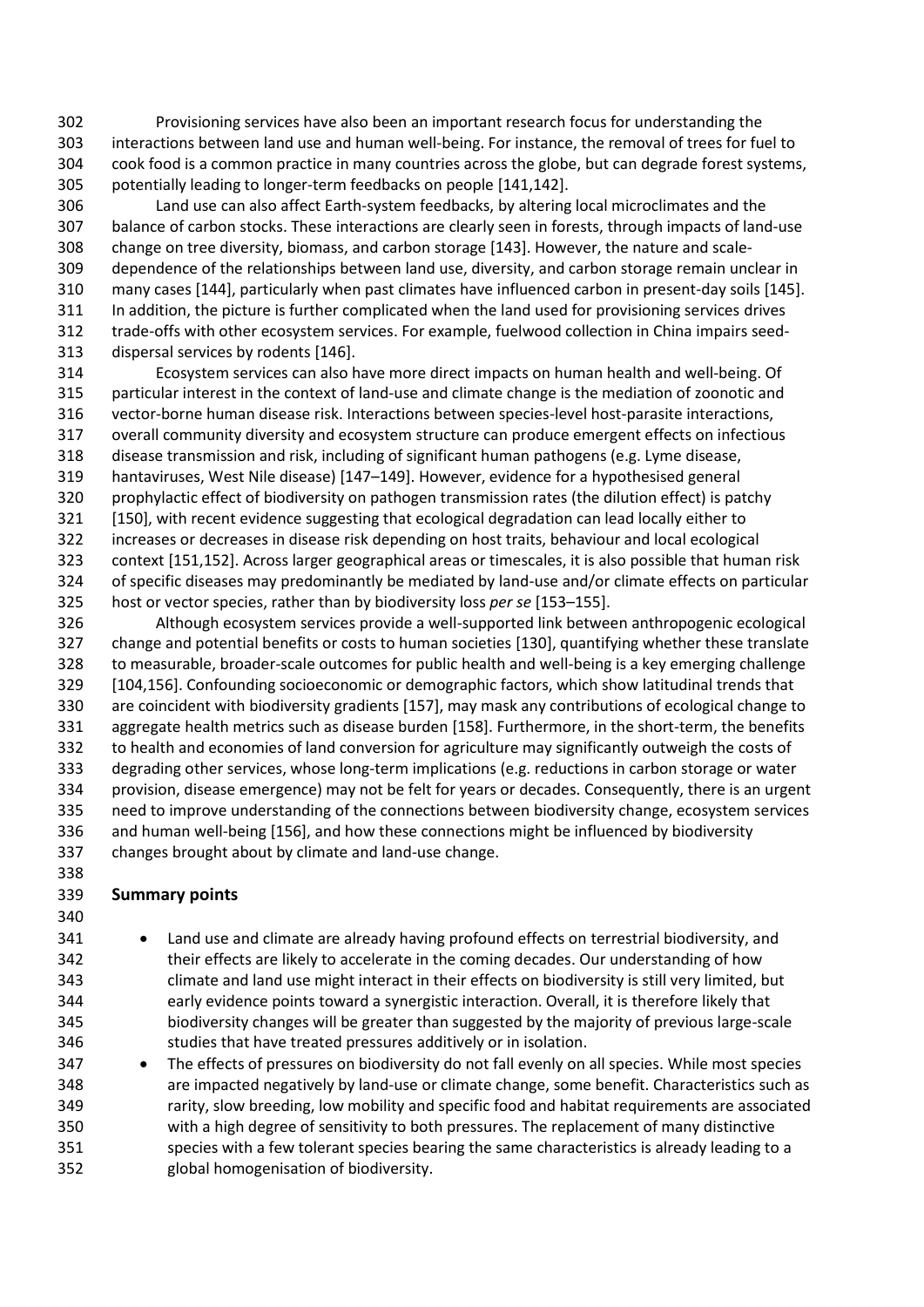Provisioning services have also been an important research focus for understanding the interactions between land use and human well-being. For instance, the removal of trees for fuel to cook food is a common practice in many countries across the globe, but can degrade forest systems, potentially leading to longer-term feedbacks on people [141,142].

Land use can also affect Earth-system feedbacks, by altering local microclimates and the balance of carbon stocks. These interactions are clearly seen in forests, through impacts of land-use change on tree diversity, biomass, and carbon storage [143]. However, the nature and scale-dependence of the relationships between land use, diversity, and carbon storage remain unclear in many cases [144], particularly when past climates have influenced carbon in present-day soils [145]. In addition, the picture is further complicated when the land used for provisioning services drives trade-offs with other ecosystem services. For example, fuelwood collection in China impairs seed-dispersal services by rodents [146].

Ecosystem services can also have more direct impacts on human health and well-being. Of particular interest in the context of land-use and climate change is the mediation of zoonotic and vector-borne human disease risk. Interactions between species-level host-parasite interactions, overall community diversity and ecosystem structure can produce emergent effects on infectious disease transmission and risk, including of significant human pathogens (e.g. Lyme disease, hantaviruses, West Nile disease) [147–149]. However, evidence for a hypothesised general prophylactic effect of biodiversity on pathogen transmission rates (the dilution effect) is patchy [150], with recent evidence suggesting that ecological degradation can lead locally either to increases or decreases in disease risk depending on host traits, behaviour and local ecological context [151,152]. Across larger geographical areas or timescales, it is also possible that human risk of specific diseases may predominantly be mediated by land-use and/or climate effects on particular host or vector species, rather than by biodiversity loss *per se* [153–155].

Although ecosystem services provide a well-supported link between anthropogenic ecological change and potential benefits or costs to human societies [130], quantifying whether these translate to measurable, broader-scale outcomes for public health and well-being is a key emerging challenge [104,156]. Confounding socioeconomic or demographic factors, which show latitudinal trends that are coincident with biodiversity gradients [157], may mask any contributions of ecological change to aggregate health metrics such as disease burden [158]. Furthermore, in the short-term, the benefits to health and economies of land conversion for agriculture may significantly outweigh the costs of degrading other services, whose long-term implications (e.g. reductions in carbon storage or water provision, disease emergence) may not be felt for years or decades. Consequently, there is an urgent need to improve understanding of the connections between biodiversity change, ecosystem services and human well-being [156], and how these connections might be influenced by biodiversity changes brought about by climate and land-use change.

## Summary points

- Land use and climate are already having profound effects on terrestrial biodiversity, and their effects are likely to accelerate in the coming decades. Our understanding of how climate and land use might interact in their effects on biodiversity is still very limited, but early evidence points toward a synergistic interaction. Overall, it is therefore likely that biodiversity changes will be greater than suggested by the majority of previous large-scale studies that have treated pressures additively or in isolation.
- The effects of pressures on biodiversity do not fall evenly on all species. While most species are impacted negatively by land-use or climate change, some benefit. Characteristics such as rarity, slow breeding, low mobility and specific food and habitat requirements are associated with a high degree of sensitivity to both pressures. The replacement of many distinctive species with a few tolerant species bearing the same characteristics is already leading to a global homogenisation of biodiversity.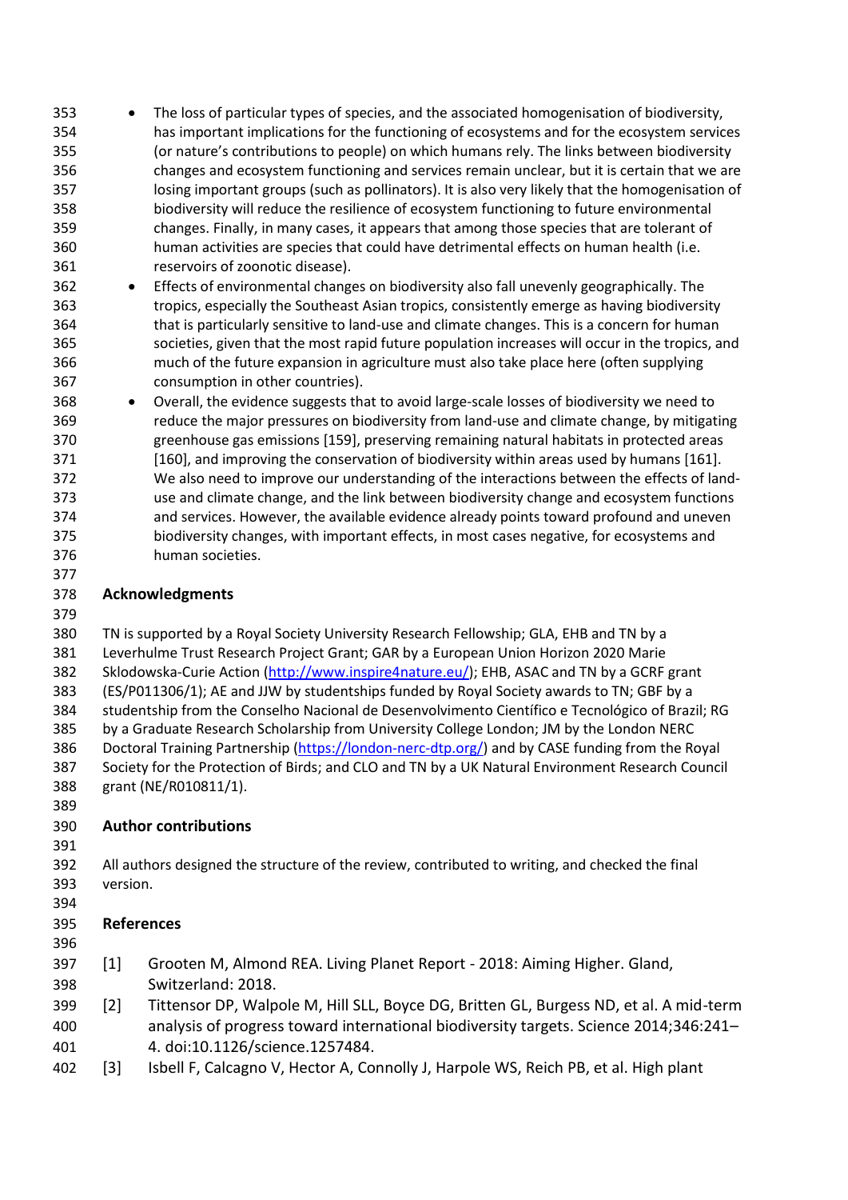- The loss of particular types of species, and the associated homogenisation of biodiversity, has important implications for the functioning of ecosystems and for the ecosystem services (or nature's contributions to people) on which humans rely. The links between biodiversity changes and ecosystem functioning and services remain unclear, but it is certain that we are losing important groups (such as pollinators). It is also very likely that the homogenisation of biodiversity will reduce the resilience of ecosystem functioning to future environmental changes. Finally, in many cases, it appears that among those species that are tolerant of human activities are species that could have detrimental effects on human health (i.e. reservoirs of zoonotic disease).
- Effects of environmental changes on biodiversity also fall unevenly geographically. The tropics, especially the Southeast Asian tropics, consistently emerge as having biodiversity that is particularly sensitive to land-use and climate changes. This is a concern for human societies, given that the most rapid future population increases will occur in the tropics, and much of the future expansion in agriculture must also take place here (often supplying consumption in other countries).
- Overall, the evidence suggests that to avoid large-scale losses of biodiversity we need to reduce the major pressures on biodiversity from land-use and climate change, by mitigating greenhouse gas emissions [159], preserving remaining natural habitats in protected areas [160], and improving the conservation of biodiversity within areas used by humans [161]. We also need to improve our understanding of the interactions between the effects of land-use and climate change, and the link between biodiversity change and ecosystem functions and services. However, the available evidence already points toward profound and uneven biodiversity changes, with important effects, in most cases negative, for ecosystems and human societies.

## Acknowledgments

TN is supported by a Royal Society University Research Fellowship; GLA, EHB and TN by a Leverhulme Trust Research Project Grant; GAR by a European Union Horizon 2020 Marie Sklodowska-Curie Action (http://www.inspire4nature.eu/); EHB, ASAC and TN by a GCRF grant (ES/P011306/1); AE and JJW by studentships funded by Royal Society awards to TN; GBF by a studentship from the Conselho Nacional de Desenvolvimento Científico e Tecnológico of Brazil; RG by a Graduate Research Scholarship from University College London; JM by the London NERC Doctoral Training Partnership (https://london-nerc-dtp.org/) and by CASE funding from the Royal Society for the Protection of Birds; and CLO and TN by a UK Natural Environment Research Council grant (NE/R010811/1).

## Author contributions

All authors designed the structure of the review, contributed to writing, and checked the final version.

## References

[1] Grooten M, Almond REA. Living Planet Report - 2018: Aiming Higher. Gland, Switzerland: 2018.

[2] Tittensor DP, Walpole M, Hill SLL, Boyce DG, Britten GL, Burgess ND, et al. A mid-term analysis of progress toward international biodiversity targets. Science 2014;346:241–4. doi:10.1126/science.1257484.

[3] Isbell F, Calcagno V, Hector A, Connolly J, Harpole WS, Reich PB, et al. High plant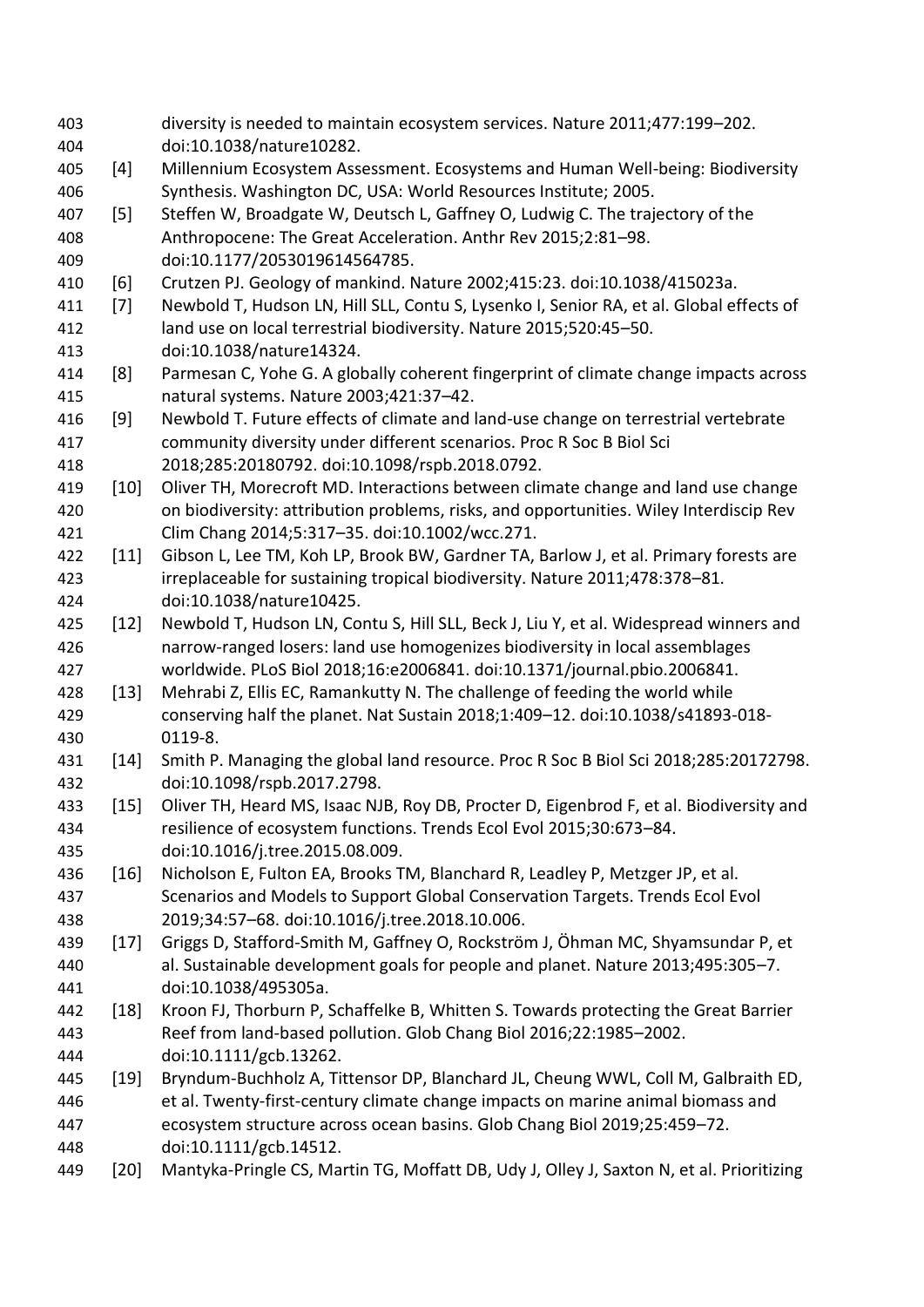diversity is needed to maintain ecosystem services. Nature 2011;477:199–202. doi:10.1038/nature10282.

[4] Millennium Ecosystem Assessment. Ecosystems and Human Well-being: Biodiversity Synthesis. Washington DC, USA: World Resources Institute; 2005.

[5] Steffen W, Broadgate W, Deutsch L, Gaffney O, Ludwig C. The trajectory of the Anthropocene: The Great Acceleration. Anthr Rev 2015;2:81–98. doi:10.1177/2053019614564785.

[6] Crutzen PJ. Geology of mankind. Nature 2002;415:23. doi:10.1038/415023a.

[7] Newbold T, Hudson LN, Hill SLL, Contu S, Lysenko I, Senior RA, et al. Global effects of land use on local terrestrial biodiversity. Nature 2015;520:45–50. doi:10.1038/nature14324.

[8] Parmesan C, Yohe G. A globally coherent fingerprint of climate change impacts across natural systems. Nature 2003;421:37–42.

[9] Newbold T. Future effects of climate and land-use change on terrestrial vertebrate community diversity under different scenarios. Proc R Soc B Biol Sci 2018;285:20180792. doi:10.1098/rspb.2018.0792.

[10] Oliver TH, Morecroft MD. Interactions between climate change and land use change on biodiversity: attribution problems, risks, and opportunities. Wiley Interdiscip Rev Clim Chang 2014;5:317–35. doi:10.1002/wcc.271.

[11] Gibson L, Lee TM, Koh LP, Brook BW, Gardner TA, Barlow J, et al. Primary forests are irreplaceable for sustaining tropical biodiversity. Nature 2011;478:378–81. doi:10.1038/nature10425.

[12] Newbold T, Hudson LN, Contu S, Hill SLL, Beck J, Liu Y, et al. Widespread winners and narrow-ranged losers: land use homogenizes biodiversity in local assemblages worldwide. PLoS Biol 2018;16:e2006841. doi:10.1371/journal.pbio.2006841.

[13] Mehrabi Z, Ellis EC, Ramankutty N. The challenge of feeding the world while conserving half the planet. Nat Sustain 2018;1:409–12. doi:10.1038/s41893-018-0119-8.

[14] Smith P. Managing the global land resource. Proc R Soc B Biol Sci 2018;285:20172798. doi:10.1098/rspb.2017.2798.

[15] Oliver TH, Heard MS, Isaac NJB, Roy DB, Procter D, Eigenbrod F, et al. Biodiversity and resilience of ecosystem functions. Trends Ecol Evol 2015;30:673–84. doi:10.1016/j.tree.2015.08.009.

[16] Nicholson E, Fulton EA, Brooks TM, Blanchard R, Leadley P, Metzger JP, et al. Scenarios and Models to Support Global Conservation Targets. Trends Ecol Evol 2019;34:57–68. doi:10.1016/j.tree.2018.10.006.

[17] Griggs D, Stafford-Smith M, Gaffney O, Rockström J, Öhman MC, Shyamsundar P, et al. Sustainable development goals for people and planet. Nature 2013;495:305–7. doi:10.1038/495305a.

[18] Kroon FJ, Thorburn P, Schaffelke B, Whitten S. Towards protecting the Great Barrier Reef from land-based pollution. Glob Chang Biol 2016;22:1985–2002. doi:10.1111/gcb.13262.

[19] Bryndum-Buchholz A, Tittensor DP, Blanchard JL, Cheung WWL, Coll M, Galbraith ED, et al. Twenty-first-century climate change impacts on marine animal biomass and ecosystem structure across ocean basins. Glob Chang Biol 2019;25:459–72. doi:10.1111/gcb.14512.

[20] Mantyka-Pringle CS, Martin TG, Moffatt DB, Udy J, Olley J, Saxton N, et al. Prioritizing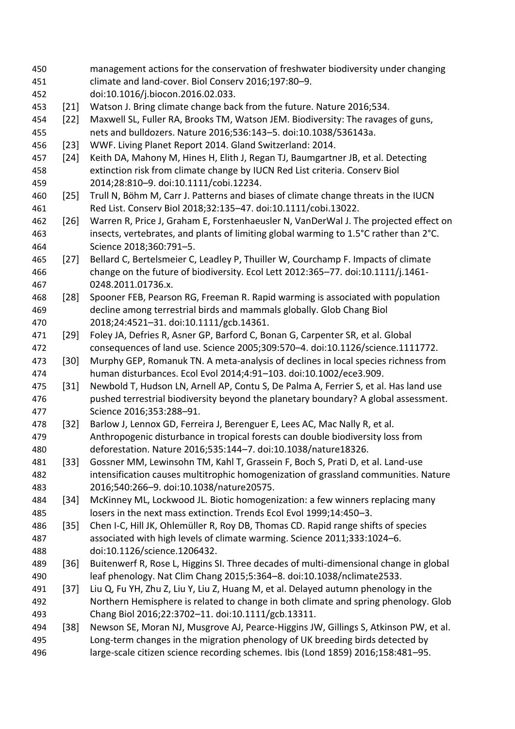management actions for the conservation of freshwater biodiversity under changing climate and land-cover. Biol Conserv 2016;197:80–9. doi:10.1016/j.biocon.2016.02.033.

[21] Watson J. Bring climate change back from the future. Nature 2016;534.

[22] Maxwell SL, Fuller RA, Brooks TM, Watson JEM. Biodiversity: The ravages of guns, nets and bulldozers. Nature 2016;536:143–5. doi:10.1038/536143a.

[23] WWF. Living Planet Report 2014. Gland Switzerland: 2014.

[24] Keith DA, Mahony M, Hines H, Elith J, Regan TJ, Baumgartner JB, et al. Detecting extinction risk from climate change by IUCN Red List criteria. Conserv Biol 2014;28:810–9. doi:10.1111/cobi.12234.

[25] Trull N, Böhm M, Carr J. Patterns and biases of climate change threats in the IUCN Red List. Conserv Biol 2018;32:135–47. doi:10.1111/cobi.13022.

[26] Warren R, Price J, Graham E, Forstenhaeusler N, VanDerWal J. The projected effect on insects, vertebrates, and plants of limiting global warming to 1.5°C rather than 2°C. Science 2018;360:791–5.

[27] Bellard C, Bertelsmeier C, Leadley P, Thuiller W, Courchamp F. Impacts of climate change on the future of biodiversity. Ecol Lett 2012:365–77. doi:10.1111/j.1461-0248.2011.01736.x.

[28] Spooner FEB, Pearson RG, Freeman R. Rapid warming is associated with population decline among terrestrial birds and mammals globally. Glob Chang Biol 2018;24:4521–31. doi:10.1111/gcb.14361.

[29] Foley JA, Defries R, Asner GP, Barford C, Bonan G, Carpenter SR, et al. Global consequences of land use. Science 2005;309:570–4. doi:10.1126/science.1111772.

[30] Murphy GEP, Romanuk TN. A meta-analysis of declines in local species richness from human disturbances. Ecol Evol 2014;4:91–103. doi:10.1002/ece3.909.

[31] Newbold T, Hudson LN, Arnell AP, Contu S, De Palma A, Ferrier S, et al. Has land use pushed terrestrial biodiversity beyond the planetary boundary? A global assessment. Science 2016;353:288–91.

[32] Barlow J, Lennox GD, Ferreira J, Berenguer E, Lees AC, Mac Nally R, et al. Anthropogenic disturbance in tropical forests can double biodiversity loss from deforestation. Nature 2016;535:144–7. doi:10.1038/nature18326.

[33] Gossner MM, Lewinsohn TM, Kahl T, Grassein F, Boch S, Prati D, et al. Land-use intensification causes multitrophic homogenization of grassland communities. Nature 2016;540:266–9. doi:10.1038/nature20575.

[34] McKinney ML, Lockwood JL. Biotic homogenization: a few winners replacing many losers in the next mass extinction. Trends Ecol Evol 1999;14:450–3.

[35] Chen I-C, Hill JK, Ohlemüller R, Roy DB, Thomas CD. Rapid range shifts of species associated with high levels of climate warming. Science 2011;333:1024–6. doi:10.1126/science.1206432.

[36] Buitenwerf R, Rose L, Higgins SI. Three decades of multi-dimensional change in global leaf phenology. Nat Clim Chang 2015;5:364–8. doi:10.1038/nclimate2533.

[37] Liu Q, Fu YH, Zhu Z, Liu Y, Liu Z, Huang M, et al. Delayed autumn phenology in the Northern Hemisphere is related to change in both climate and spring phenology. Glob Chang Biol 2016;22:3702–11. doi:10.1111/gcb.13311.

[38] Newson SE, Moran NJ, Musgrove AJ, Pearce-Higgins JW, Gillings S, Atkinson PW, et al. Long-term changes in the migration phenology of UK breeding birds detected by large-scale citizen science recording schemes. Ibis (Lond 1859) 2016;158:481–95.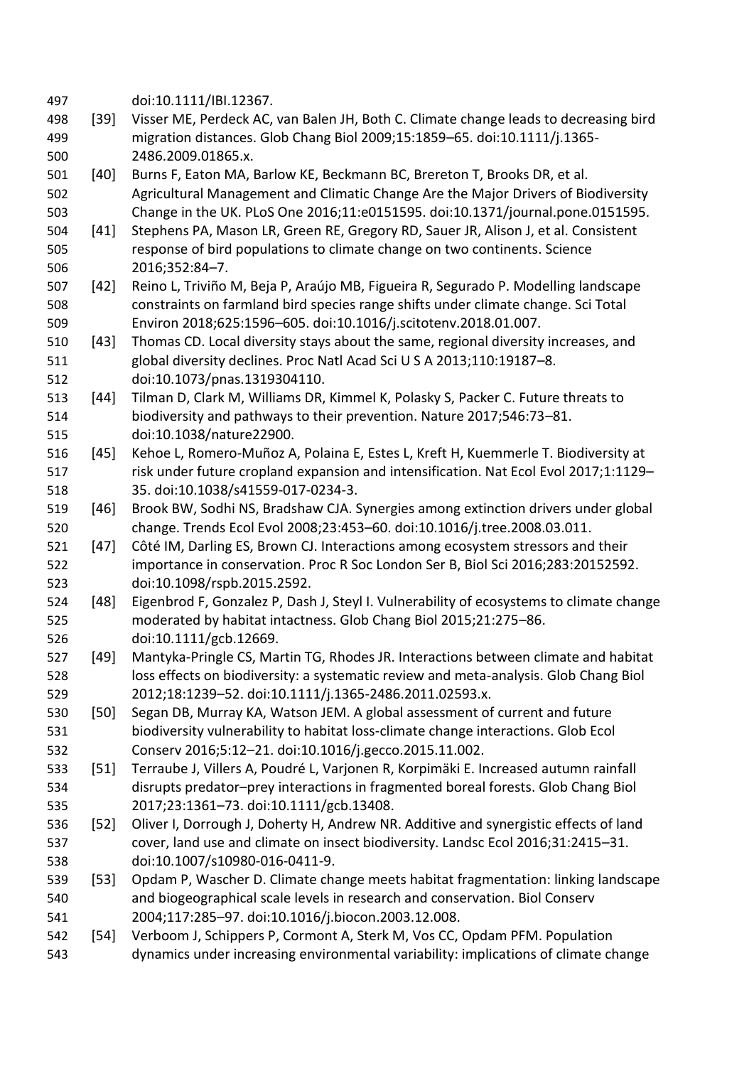doi:10.1111/IBI.12367.

[39] Visser ME, Perdeck AC, van Balen JH, Both C. Climate change leads to decreasing bird migration distances. Glob Chang Biol 2009;15:1859–65. doi:10.1111/j.1365-2486.2009.01865.x.

[40] Burns F, Eaton MA, Barlow KE, Beckmann BC, Brereton T, Brooks DR, et al. Agricultural Management and Climatic Change Are the Major Drivers of Biodiversity Change in the UK. PLoS One 2016;11:e0151595. doi:10.1371/journal.pone.0151595.

[41] Stephens PA, Mason LR, Green RE, Gregory RD, Sauer JR, Alison J, et al. Consistent response of bird populations to climate change on two continents. Science 2016;352:84–7.

[42] Reino L, Triviño M, Beja P, Araújo MB, Figueira R, Segurado P. Modelling landscape constraints on farmland bird species range shifts under climate change. Sci Total Environ 2018;625:1596–605. doi:10.1016/j.scitotenv.2018.01.007.

[43] Thomas CD. Local diversity stays about the same, regional diversity increases, and global diversity declines. Proc Natl Acad Sci U S A 2013;110:19187–8. doi:10.1073/pnas.1319304110.

[44] Tilman D, Clark M, Williams DR, Kimmel K, Polasky S, Packer C. Future threats to biodiversity and pathways to their prevention. Nature 2017;546:73–81. doi:10.1038/nature22900.

[45] Kehoe L, Romero-Muñoz A, Polaina E, Estes L, Kreft H, Kuemmerle T. Biodiversity at risk under future cropland expansion and intensification. Nat Ecol Evol 2017;1:1129–35. doi:10.1038/s41559-017-0234-3.

[46] Brook BW, Sodhi NS, Bradshaw CJA. Synergies among extinction drivers under global change. Trends Ecol Evol 2008;23:453–60. doi:10.1016/j.tree.2008.03.011.

[47] Côté IM, Darling ES, Brown CJ. Interactions among ecosystem stressors and their importance in conservation. Proc R Soc London Ser B, Biol Sci 2016;283:20152592. doi:10.1098/rspb.2015.2592.

[48] Eigenbrod F, Gonzalez P, Dash J, Steyl I. Vulnerability of ecosystems to climate change moderated by habitat intactness. Glob Chang Biol 2015;21:275–86. doi:10.1111/gcb.12669.

[49] Mantyka-Pringle CS, Martin TG, Rhodes JR. Interactions between climate and habitat loss effects on biodiversity: a systematic review and meta-analysis. Glob Chang Biol 2012;18:1239–52. doi:10.1111/j.1365-2486.2011.02593.x.

[50] Segan DB, Murray KA, Watson JEM. A global assessment of current and future biodiversity vulnerability to habitat loss-climate change interactions. Glob Ecol Conserv 2016;5:12–21. doi:10.1016/j.gecco.2015.11.002.

[51] Terraube J, Villers A, Poudré L, Varjonen R, Korpimäki E. Increased autumn rainfall disrupts predator–prey interactions in fragmented boreal forests. Glob Chang Biol 2017;23:1361–73. doi:10.1111/gcb.13408.

[52] Oliver I, Dorrough J, Doherty H, Andrew NR. Additive and synergistic effects of land cover, land use and climate on insect biodiversity. Landsc Ecol 2016;31:2415–31. doi:10.1007/s10980-016-0411-9.

[53] Opdam P, Wascher D. Climate change meets habitat fragmentation: linking landscape and biogeographical scale levels in research and conservation. Biol Conserv 2004;117:285–97. doi:10.1016/j.biocon.2003.12.008.

[54] Verboom J, Schippers P, Cormont A, Sterk M, Vos CC, Opdam PFM. Population dynamics under increasing environmental variability: implications of climate change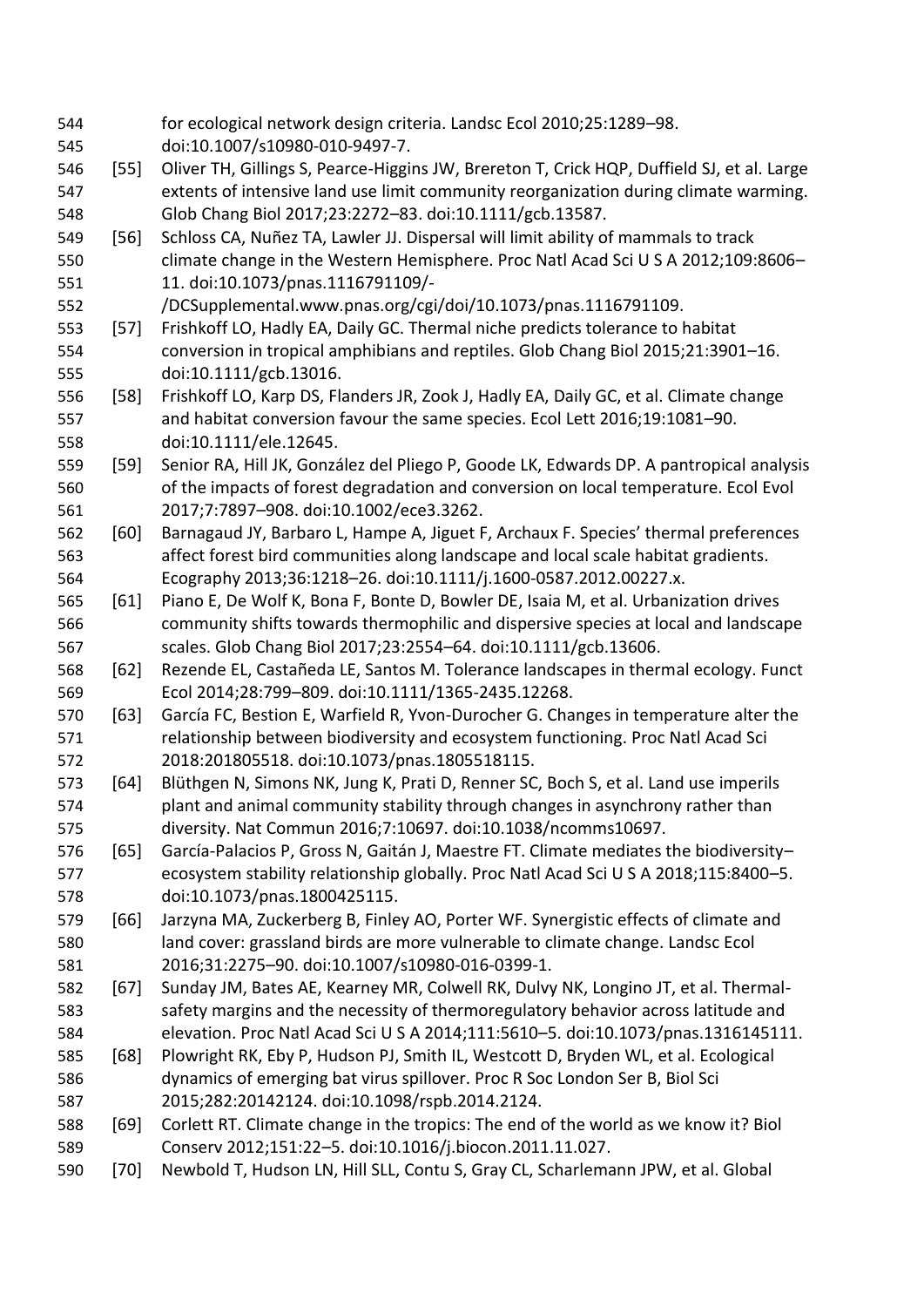for ecological network design criteria. Landsc Ecol 2010;25:1289–98. doi:10.1007/s10980-010-9497-7.

[55] Oliver TH, Gillings S, Pearce-Higgins JW, Brereton T, Crick HQP, Duffield SJ, et al. Large extents of intensive land use limit community reorganization during climate warming. Glob Chang Biol 2017;23:2272–83. doi:10.1111/gcb.13587.

[56] Schloss CA, Nuñez TA, Lawler JJ. Dispersal will limit ability of mammals to track climate change in the Western Hemisphere. Proc Natl Acad Sci U S A 2012;109:8606–11. doi:10.1073/pnas.1116791109/-/DCSupplemental.www.pnas.org/cgi/doi/10.1073/pnas.1116791109.

[57] Frishkoff LO, Hadly EA, Daily GC. Thermal niche predicts tolerance to habitat conversion in tropical amphibians and reptiles. Glob Chang Biol 2015;21:3901–16. doi:10.1111/gcb.13016.

[58] Frishkoff LO, Karp DS, Flanders JR, Zook J, Hadly EA, Daily GC, et al. Climate change and habitat conversion favour the same species. Ecol Lett 2016;19:1081–90. doi:10.1111/ele.12645.

[59] Senior RA, Hill JK, González del Pliego P, Goode LK, Edwards DP. A pantropical analysis of the impacts of forest degradation and conversion on local temperature. Ecol Evol 2017;7:7897–908. doi:10.1002/ece3.3262.

[60] Barnagaud JY, Barbaro L, Hampe A, Jiguet F, Archaux F. Species' thermal preferences affect forest bird communities along landscape and local scale habitat gradients. Ecography 2013;36:1218–26. doi:10.1111/j.1600-0587.2012.00227.x.

[61] Piano E, De Wolf K, Bona F, Bonte D, Bowler DE, Isaia M, et al. Urbanization drives community shifts towards thermophilic and dispersive species at local and landscape scales. Glob Chang Biol 2017;23:2554–64. doi:10.1111/gcb.13606.

[62] Rezende EL, Castañeda LE, Santos M. Tolerance landscapes in thermal ecology. Funct Ecol 2014;28:799–809. doi:10.1111/1365-2435.12268.

[63] García FC, Bestion E, Warfield R, Yvon-Durocher G. Changes in temperature alter the relationship between biodiversity and ecosystem functioning. Proc Natl Acad Sci 2018:201805518. doi:10.1073/pnas.1805518115.

[64] Blüthgen N, Simons NK, Jung K, Prati D, Renner SC, Boch S, et al. Land use imperils plant and animal community stability through changes in asynchrony rather than diversity. Nat Commun 2016;7:10697. doi:10.1038/ncomms10697.

[65] García-Palacios P, Gross N, Gaitán J, Maestre FT. Climate mediates the biodiversity–ecosystem stability relationship globally. Proc Natl Acad Sci U S A 2018;115:8400–5. doi:10.1073/pnas.1800425115.

[66] Jarzyna MA, Zuckerberg B, Finley AO, Porter WF. Synergistic effects of climate and land cover: grassland birds are more vulnerable to climate change. Landsc Ecol 2016;31:2275–90. doi:10.1007/s10980-016-0399-1.

[67] Sunday JM, Bates AE, Kearney MR, Colwell RK, Dulvy NK, Longino JT, et al. Thermal-safety margins and the necessity of thermoregulatory behavior across latitude and elevation. Proc Natl Acad Sci U S A 2014;111:5610–5. doi:10.1073/pnas.1316145111.

[68] Plowright RK, Eby P, Hudson PJ, Smith IL, Westcott D, Bryden WL, et al. Ecological dynamics of emerging bat virus spillover. Proc R Soc London Ser B, Biol Sci 2015;282:20142124. doi:10.1098/rspb.2014.2124.

[69] Corlett RT. Climate change in the tropics: The end of the world as we know it? Biol Conserv 2012;151:22–5. doi:10.1016/j.biocon.2011.11.027.

[70] Newbold T, Hudson LN, Hill SLL, Contu S, Gray CL, Scharlemann JPW, et al. Global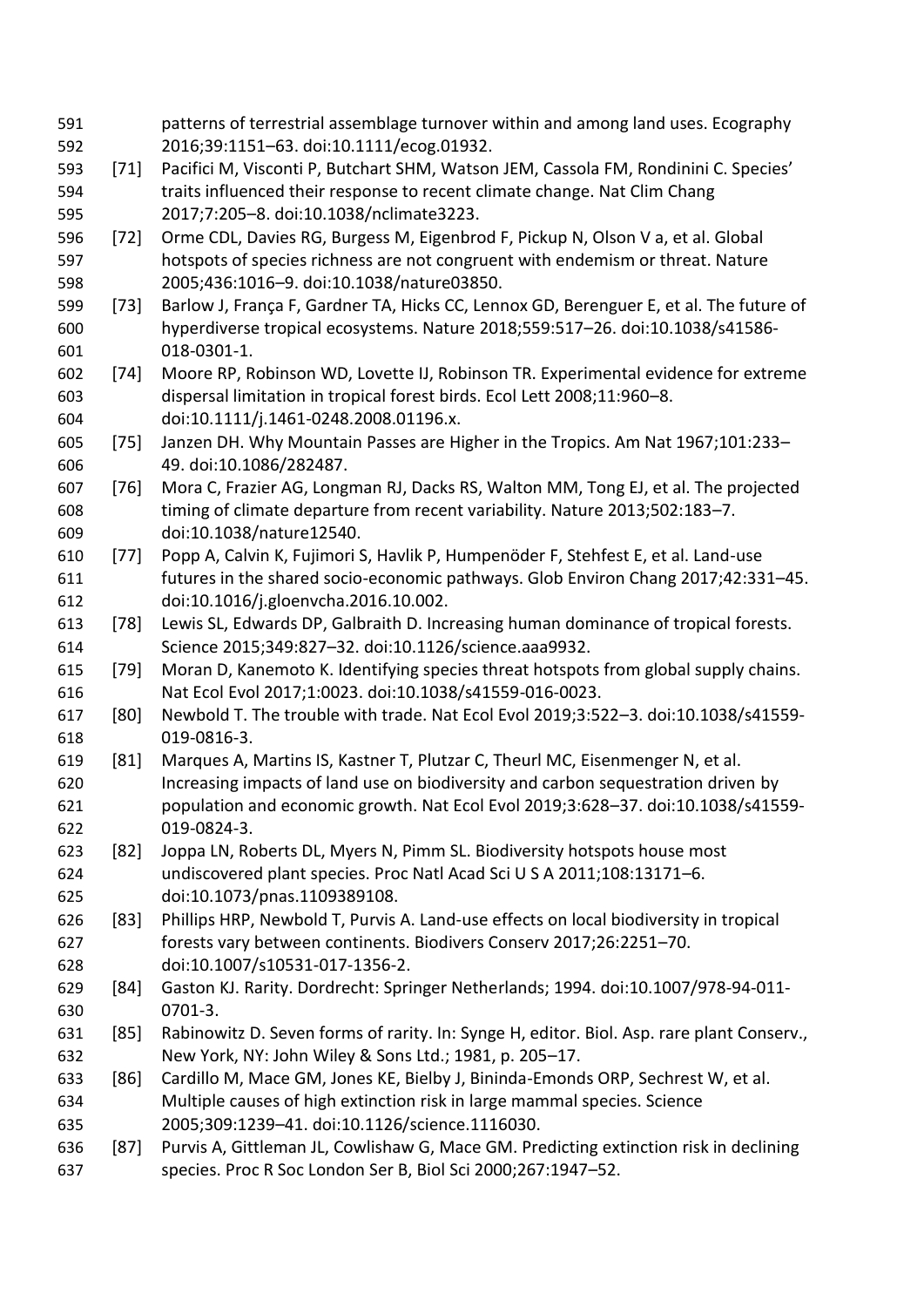patterns of terrestrial assemblage turnover within and among land uses. Ecography 2016;39:1151–63. doi:10.1111/ecog.01932.

[71] Pacifici M, Visconti P, Butchart SHM, Watson JEM, Cassola FM, Rondinini C. Species' traits influenced their response to recent climate change. Nat Clim Chang 2017;7:205–8. doi:10.1038/nclimate3223.

[72] Orme CDL, Davies RG, Burgess M, Eigenbrod F, Pickup N, Olson V a, et al. Global hotspots of species richness are not congruent with endemism or threat. Nature 2005;436:1016–9. doi:10.1038/nature03850.

[73] Barlow J, França F, Gardner TA, Hicks CC, Lennox GD, Berenguer E, et al. The future of hyperdiverse tropical ecosystems. Nature 2018;559:517–26. doi:10.1038/s41586-018-0301-1.

[74] Moore RP, Robinson WD, Lovette IJ, Robinson TR. Experimental evidence for extreme dispersal limitation in tropical forest birds. Ecol Lett 2008;11:960–8. doi:10.1111/j.1461-0248.2008.01196.x.

[75] Janzen DH. Why Mountain Passes are Higher in the Tropics. Am Nat 1967;101:233–49. doi:10.1086/282487.

[76] Mora C, Frazier AG, Longman RJ, Dacks RS, Walton MM, Tong EJ, et al. The projected timing of climate departure from recent variability. Nature 2013;502:183–7. doi:10.1038/nature12540.

[77] Popp A, Calvin K, Fujimori S, Havlik P, Humpenöder F, Stehfest E, et al. Land-use futures in the shared socio-economic pathways. Glob Environ Chang 2017;42:331–45. doi:10.1016/j.gloenvcha.2016.10.002.

[78] Lewis SL, Edwards DP, Galbraith D. Increasing human dominance of tropical forests. Science 2015;349:827–32. doi:10.1126/science.aaa9932.

[79] Moran D, Kanemoto K. Identifying species threat hotspots from global supply chains. Nat Ecol Evol 2017;1:0023. doi:10.1038/s41559-016-0023.

[80] Newbold T. The trouble with trade. Nat Ecol Evol 2019;3:522–3. doi:10.1038/s41559-019-0816-3.

[81] Marques A, Martins IS, Kastner T, Plutzar C, Theurl MC, Eisenmenger N, et al. Increasing impacts of land use on biodiversity and carbon sequestration driven by population and economic growth. Nat Ecol Evol 2019;3:628–37. doi:10.1038/s41559-019-0824-3.

[82] Joppa LN, Roberts DL, Myers N, Pimm SL. Biodiversity hotspots house most undiscovered plant species. Proc Natl Acad Sci U S A 2011;108:13171–6. doi:10.1073/pnas.1109389108.

[83] Phillips HRP, Newbold T, Purvis A. Land-use effects on local biodiversity in tropical forests vary between continents. Biodivers Conserv 2017;26:2251–70. doi:10.1007/s10531-017-1356-2.

[84] Gaston KJ. Rarity. Dordrecht: Springer Netherlands; 1994. doi:10.1007/978-94-011-0701-3.

[85] Rabinowitz D. Seven forms of rarity. In: Synge H, editor. Biol. Asp. rare plant Conserv., New York, NY: John Wiley & Sons Ltd.; 1981, p. 205–17.

[86] Cardillo M, Mace GM, Jones KE, Bielby J, Bininda-Emonds ORP, Sechrest W, et al. Multiple causes of high extinction risk in large mammal species. Science 2005;309:1239–41. doi:10.1126/science.1116030.

[87] Purvis A, Gittleman JL, Cowlishaw G, Mace GM. Predicting extinction risk in declining species. Proc R Soc London Ser B, Biol Sci 2000;267:1947–52.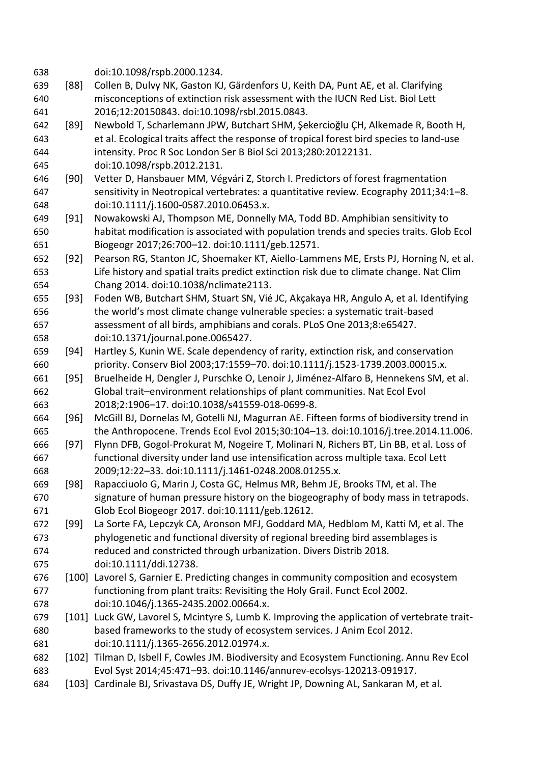doi:10.1098/rspb.2000.1234.

[88] Collen B, Dulvy NK, Gaston KJ, Gärdenfors U, Keith DA, Punt AE, et al. Clarifying misconceptions of extinction risk assessment with the IUCN Red List. Biol Lett 2016;12:20150843. doi:10.1098/rsbl.2015.0843.

[89] Newbold T, Scharlemann JPW, Butchart SHM, Şekercioğlu ÇH, Alkemade R, Booth H, et al. Ecological traits affect the response of tropical forest bird species to land-use intensity. Proc R Soc London Ser B Biol Sci 2013;280:20122131. doi:10.1098/rspb.2012.2131.

[90] Vetter D, Hansbauer MM, Végvári Z, Storch I. Predictors of forest fragmentation sensitivity in Neotropical vertebrates: a quantitative review. Ecography 2011;34:1–8. doi:10.1111/j.1600-0587.2010.06453.x.

[91] Nowakowski AJ, Thompson ME, Donnelly MA, Todd BD. Amphibian sensitivity to habitat modification is associated with population trends and species traits. Glob Ecol Biogeogr 2017;26:700–12. doi:10.1111/geb.12571.

[92] Pearson RG, Stanton JC, Shoemaker KT, Aiello-Lammens ME, Ersts PJ, Horning N, et al. Life history and spatial traits predict extinction risk due to climate change. Nat Clim Chang 2014. doi:10.1038/nclimate2113.

[93] Foden WB, Butchart SHM, Stuart SN, Vié JC, Akçakaya HR, Angulo A, et al. Identifying the world's most climate change vulnerable species: a systematic trait-based assessment of all birds, amphibians and corals. PLoS One 2013;8:e65427. doi:10.1371/journal.pone.0065427.

[94] Hartley S, Kunin WE. Scale dependency of rarity, extinction risk, and conservation priority. Conserv Biol 2003;17:1559–70. doi:10.1111/j.1523-1739.2003.00015.x.

[95] Bruelheide H, Dengler J, Purschke O, Lenoir J, Jiménez-Alfaro B, Hennekens SM, et al. Global trait–environment relationships of plant communities. Nat Ecol Evol 2018;2:1906–17. doi:10.1038/s41559-018-0699-8.

[96] McGill BJ, Dornelas M, Gotelli NJ, Magurran AE. Fifteen forms of biodiversity trend in the Anthropocene. Trends Ecol Evol 2015;30:104–13. doi:10.1016/j.tree.2014.11.006.

[97] Flynn DFB, Gogol-Prokurat M, Nogeire T, Molinari N, Richers BT, Lin BB, et al. Loss of functional diversity under land use intensification across multiple taxa. Ecol Lett 2009;12:22–33. doi:10.1111/j.1461-0248.2008.01255.x.

[98] Rapacciuolo G, Marin J, Costa GC, Helmus MR, Behm JE, Brooks TM, et al. The signature of human pressure history on the biogeography of body mass in tetrapods. Glob Ecol Biogeogr 2017. doi:10.1111/geb.12612.

[99] La Sorte FA, Lepczyk CA, Aronson MFJ, Goddard MA, Hedblom M, Katti M, et al. The phylogenetic and functional diversity of regional breeding bird assemblages is reduced and constricted through urbanization. Divers Distrib 2018. doi:10.1111/ddi.12738.

[100] Lavorel S, Garnier E. Predicting changes in community composition and ecosystem functioning from plant traits: Revisiting the Holy Grail. Funct Ecol 2002. doi:10.1046/j.1365-2435.2002.00664.x.

[101] Luck GW, Lavorel S, Mcintyre S, Lumb K. Improving the application of vertebrate trait-based frameworks to the study of ecosystem services. J Anim Ecol 2012. doi:10.1111/j.1365-2656.2012.01974.x.

[102] Tilman D, Isbell F, Cowles JM. Biodiversity and Ecosystem Functioning. Annu Rev Ecol Evol Syst 2014;45:471–93. doi:10.1146/annurev-ecolsys-120213-091917.

[103] Cardinale BJ, Srivastava DS, Duffy JE, Wright JP, Downing AL, Sankaran M, et al.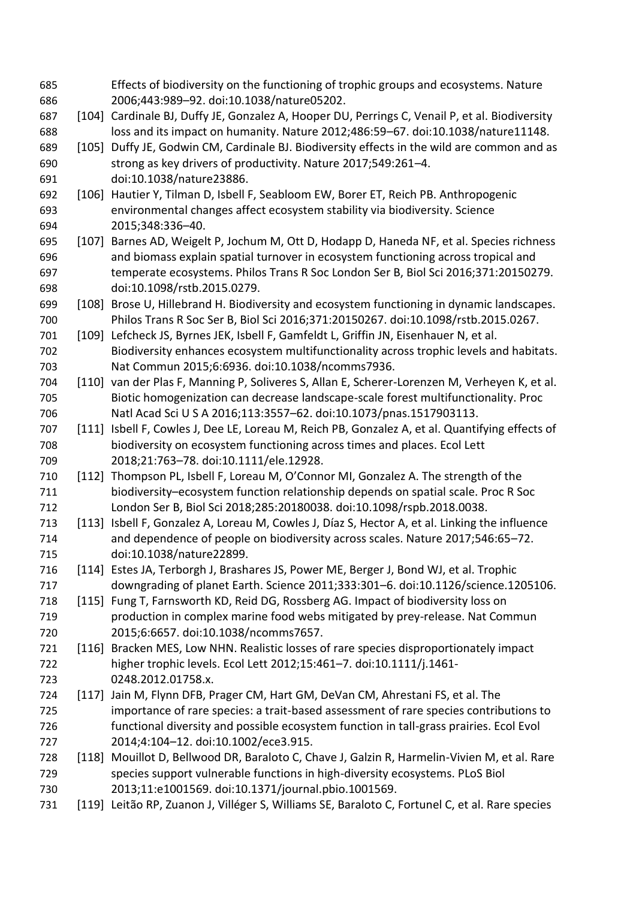Effects of biodiversity on the functioning of trophic groups and ecosystems. Nature 2006;443:989–92. doi:10.1038/nature05202.

[104] Cardinale BJ, Duffy JE, Gonzalez A, Hooper DU, Perrings C, Venail P, et al. Biodiversity loss and its impact on humanity. Nature 2012;486:59–67. doi:10.1038/nature11148.

[105] Duffy JE, Godwin CM, Cardinale BJ. Biodiversity effects in the wild are common and as strong as key drivers of productivity. Nature 2017;549:261–4. doi:10.1038/nature23886.

[106] Hautier Y, Tilman D, Isbell F, Seabloom EW, Borer ET, Reich PB. Anthropogenic environmental changes affect ecosystem stability via biodiversity. Science 2015;348:336–40.

[107] Barnes AD, Weigelt P, Jochum M, Ott D, Hodapp D, Haneda NF, et al. Species richness and biomass explain spatial turnover in ecosystem functioning across tropical and temperate ecosystems. Philos Trans R Soc London Ser B, Biol Sci 2016;371:20150279. doi:10.1098/rstb.2015.0279.

[108] Brose U, Hillebrand H. Biodiversity and ecosystem functioning in dynamic landscapes. Philos Trans R Soc Ser B, Biol Sci 2016;371:20150267. doi:10.1098/rstb.2015.0267.

[109] Lefcheck JS, Byrnes JEK, Isbell F, Gamfeldt L, Griffin JN, Eisenhauer N, et al. Biodiversity enhances ecosystem multifunctionality across trophic levels and habitats. Nat Commun 2015;6:6936. doi:10.1038/ncomms7936.

[110] van der Plas F, Manning P, Soliveres S, Allan E, Scherer-Lorenzen M, Verheyen K, et al. Biotic homogenization can decrease landscape-scale forest multifunctionality. Proc Natl Acad Sci U S A 2016;113:3557–62. doi:10.1073/pnas.1517903113.

[111] Isbell F, Cowles J, Dee LE, Loreau M, Reich PB, Gonzalez A, et al. Quantifying effects of biodiversity on ecosystem functioning across times and places. Ecol Lett 2018;21:763–78. doi:10.1111/ele.12928.

[112] Thompson PL, Isbell F, Loreau M, O'Connor MI, Gonzalez A. The strength of the biodiversity–ecosystem function relationship depends on spatial scale. Proc R Soc London Ser B, Biol Sci 2018;285:20180038. doi:10.1098/rspb.2018.0038.

[113] Isbell F, Gonzalez A, Loreau M, Cowles J, Díaz S, Hector A, et al. Linking the influence and dependence of people on biodiversity across scales. Nature 2017;546:65–72. doi:10.1038/nature22899.

[114] Estes JA, Terborgh J, Brashares JS, Power ME, Berger J, Bond WJ, et al. Trophic downgrading of planet Earth. Science 2011;333:301–6. doi:10.1126/science.1205106.

[115] Fung T, Farnsworth KD, Reid DG, Rossberg AG. Impact of biodiversity loss on production in complex marine food webs mitigated by prey-release. Nat Commun 2015;6:6657. doi:10.1038/ncomms7657.

[116] Bracken MES, Low NHN. Realistic losses of rare species disproportionately impact higher trophic levels. Ecol Lett 2012;15:461–7. doi:10.1111/j.1461-0248.2012.01758.x.

[117] Jain M, Flynn DFB, Prager CM, Hart GM, DeVan CM, Ahrestani FS, et al. The importance of rare species: a trait-based assessment of rare species contributions to functional diversity and possible ecosystem function in tall-grass prairies. Ecol Evol 2014;4:104–12. doi:10.1002/ece3.915.

[118] Mouillot D, Bellwood DR, Baraloto C, Chave J, Galzin R, Harmelin-Vivien M, et al. Rare species support vulnerable functions in high-diversity ecosystems. PLoS Biol 2013;11:e1001569. doi:10.1371/journal.pbio.1001569.

[119] Leitão RP, Zuanon J, Villéger S, Williams SE, Baraloto C, Fortunel C, et al. Rare species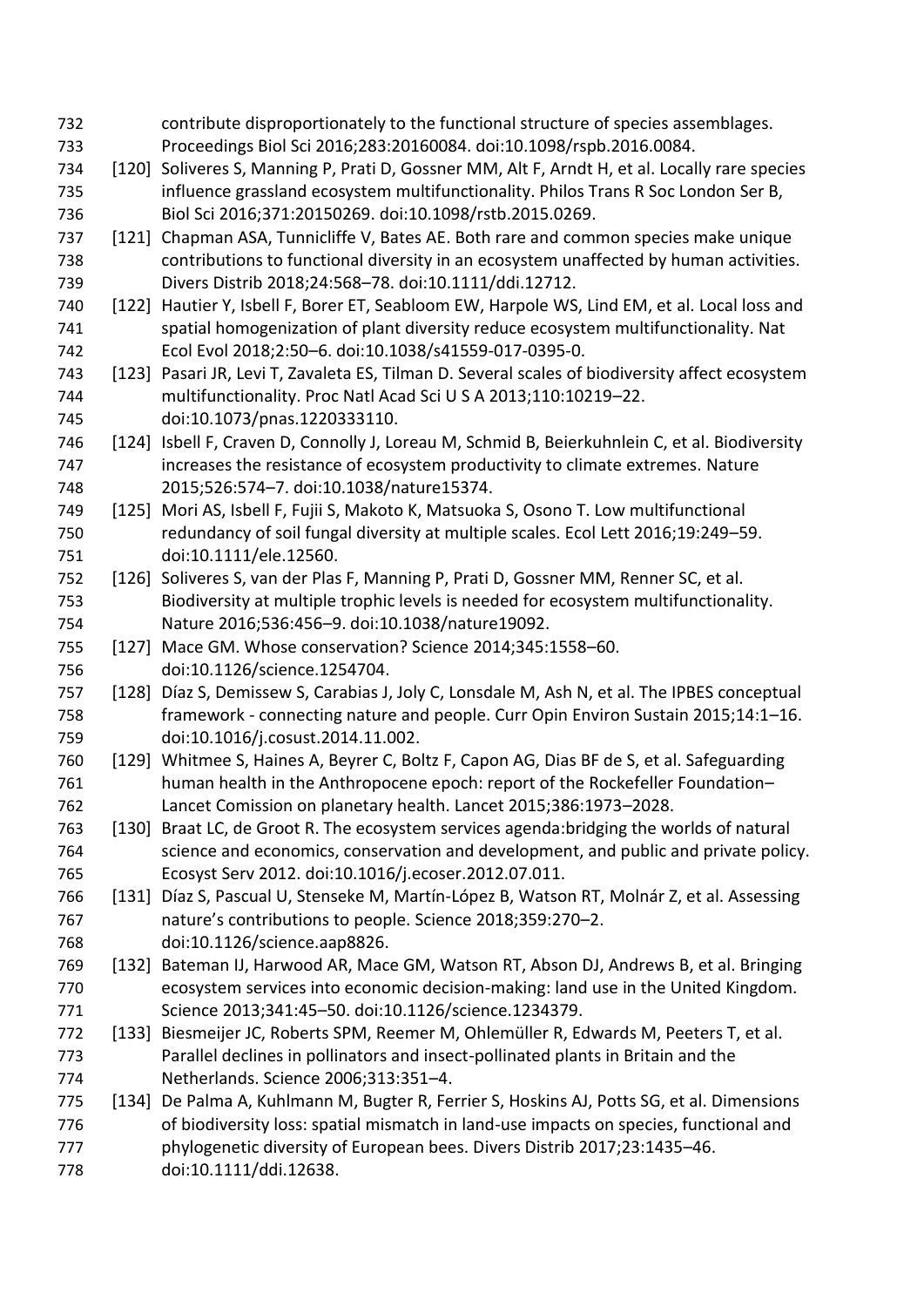contribute disproportionately to the functional structure of species assemblages. Proceedings Biol Sci 2016;283:20160084. doi:10.1098/rspb.2016.0084.

[120] Soliveres S, Manning P, Prati D, Gossner MM, Alt F, Arndt H, et al. Locally rare species influence grassland ecosystem multifunctionality. Philos Trans R Soc London Ser B, Biol Sci 2016;371:20150269. doi:10.1098/rstb.2015.0269.

[121] Chapman ASA, Tunnicliffe V, Bates AE. Both rare and common species make unique contributions to functional diversity in an ecosystem unaffected by human activities. Divers Distrib 2018;24:568–78. doi:10.1111/ddi.12712.

[122] Hautier Y, Isbell F, Borer ET, Seabloom EW, Harpole WS, Lind EM, et al. Local loss and spatial homogenization of plant diversity reduce ecosystem multifunctionality. Nat Ecol Evol 2018;2:50–6. doi:10.1038/s41559-017-0395-0.

[123] Pasari JR, Levi T, Zavaleta ES, Tilman D. Several scales of biodiversity affect ecosystem multifunctionality. Proc Natl Acad Sci U S A 2013;110:10219–22. doi:10.1073/pnas.1220333110.

[124] Isbell F, Craven D, Connolly J, Loreau M, Schmid B, Beierkuhnlein C, et al. Biodiversity increases the resistance of ecosystem productivity to climate extremes. Nature 2015;526:574–7. doi:10.1038/nature15374.

[125] Mori AS, Isbell F, Fujii S, Makoto K, Matsuoka S, Osono T. Low multifunctional redundancy of soil fungal diversity at multiple scales. Ecol Lett 2016;19:249–59. doi:10.1111/ele.12560.

[126] Soliveres S, van der Plas F, Manning P, Prati D, Gossner MM, Renner SC, et al. Biodiversity at multiple trophic levels is needed for ecosystem multifunctionality. Nature 2016;536:456–9. doi:10.1038/nature19092.

[127] Mace GM. Whose conservation? Science 2014;345:1558–60. doi:10.1126/science.1254704.

[128] Díaz S, Demissew S, Carabias J, Joly C, Lonsdale M, Ash N, et al. The IPBES conceptual framework - connecting nature and people. Curr Opin Environ Sustain 2015;14:1–16. doi:10.1016/j.cosust.2014.11.002.

[129] Whitmee S, Haines A, Beyrer C, Boltz F, Capon AG, Dias BF de S, et al. Safeguarding human health in the Anthropocene epoch: report of the Rockefeller Foundation–Lancet Comission on planetary health. Lancet 2015;386:1973–2028.

[130] Braat LC, de Groot R. The ecosystem services agenda:bridging the worlds of natural science and economics, conservation and development, and public and private policy. Ecosyst Serv 2012. doi:10.1016/j.ecoser.2012.07.011.

[131] Díaz S, Pascual U, Stenseke M, Martín-López B, Watson RT, Molnár Z, et al. Assessing nature's contributions to people. Science 2018;359:270–2. doi:10.1126/science.aap8826.

[132] Bateman IJ, Harwood AR, Mace GM, Watson RT, Abson DJ, Andrews B, et al. Bringing ecosystem services into economic decision-making: land use in the United Kingdom. Science 2013;341:45–50. doi:10.1126/science.1234379.

[133] Biesmeijer JC, Roberts SPM, Reemer M, Ohlemüller R, Edwards M, Peeters T, et al. Parallel declines in pollinators and insect-pollinated plants in Britain and the Netherlands. Science 2006;313:351–4.

[134] De Palma A, Kuhlmann M, Bugter R, Ferrier S, Hoskins AJ, Potts SG, et al. Dimensions of biodiversity loss: spatial mismatch in land-use impacts on species, functional and phylogenetic diversity of European bees. Divers Distrib 2017;23:1435–46. doi:10.1111/ddi.12638.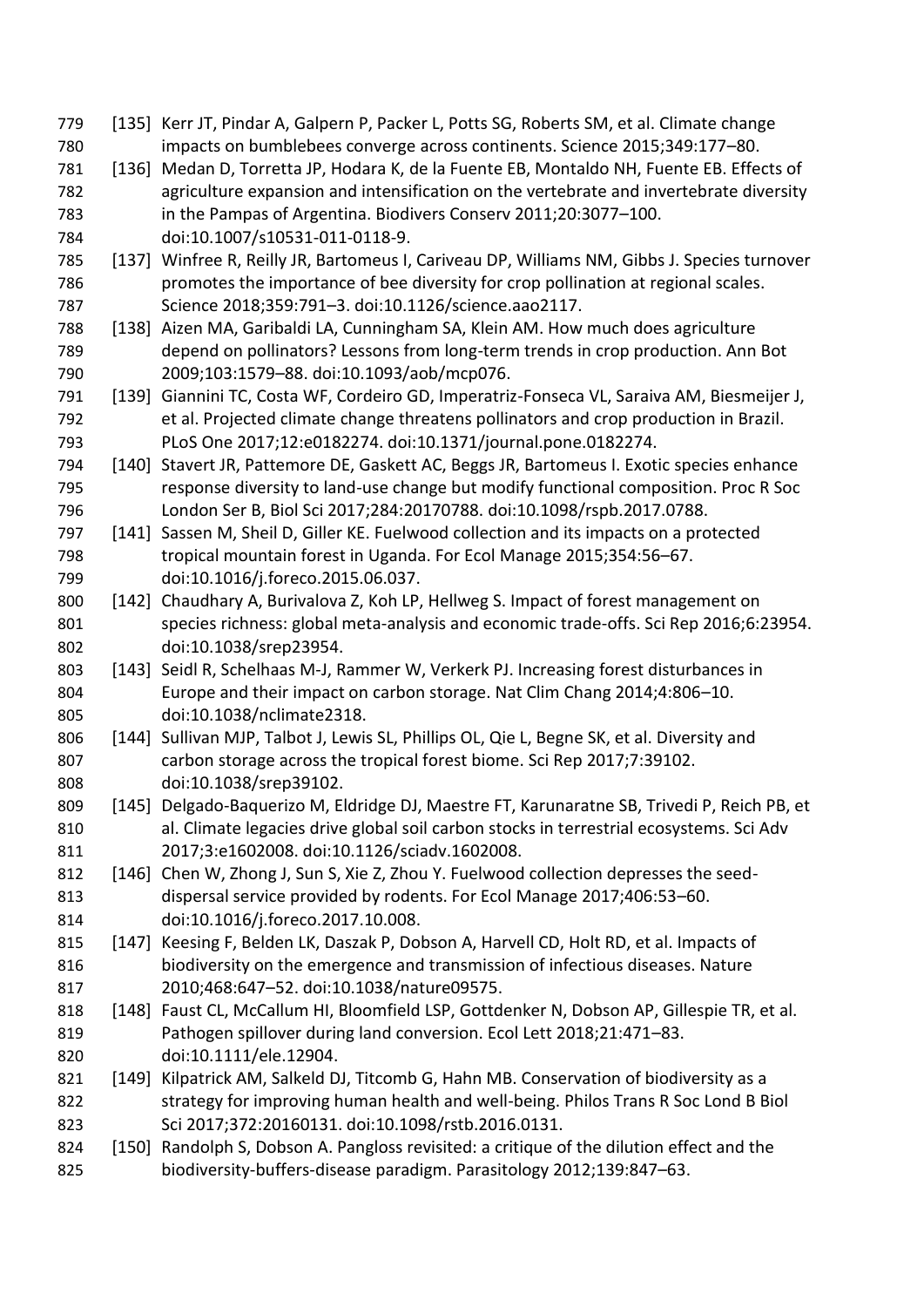[135] Kerr JT, Pindar A, Galpern P, Packer L, Potts SG, Roberts SM, et al. Climate change impacts on bumblebees converge across continents. Science 2015;349:177–80.

[136] Medan D, Torretta JP, Hodara K, de la Fuente EB, Montaldo NH, Fuente EB. Effects of agriculture expansion and intensification on the vertebrate and invertebrate diversity in the Pampas of Argentina. Biodivers Conserv 2011;20:3077–100. doi:10.1007/s10531-011-0118-9.

[137] Winfree R, Reilly JR, Bartomeus I, Cariveau DP, Williams NM, Gibbs J. Species turnover promotes the importance of bee diversity for crop pollination at regional scales. Science 2018;359:791–3. doi:10.1126/science.aao2117.

[138] Aizen MA, Garibaldi LA, Cunningham SA, Klein AM. How much does agriculture depend on pollinators? Lessons from long-term trends in crop production. Ann Bot 2009;103:1579–88. doi:10.1093/aob/mcp076.

[139] Giannini TC, Costa WF, Cordeiro GD, Imperatriz-Fonseca VL, Saraiva AM, Biesmeijer J, et al. Projected climate change threatens pollinators and crop production in Brazil. PLoS One 2017;12:e0182274. doi:10.1371/journal.pone.0182274.

[140] Stavert JR, Pattemore DE, Gaskett AC, Beggs JR, Bartomeus I. Exotic species enhance response diversity to land-use change but modify functional composition. Proc R Soc London Ser B, Biol Sci 2017;284:20170788. doi:10.1098/rspb.2017.0788.

[141] Sassen M, Sheil D, Giller KE. Fuelwood collection and its impacts on a protected tropical mountain forest in Uganda. For Ecol Manage 2015;354:56–67. doi:10.1016/j.foreco.2015.06.037.

[142] Chaudhary A, Burivalova Z, Koh LP, Hellweg S. Impact of forest management on species richness: global meta-analysis and economic trade-offs. Sci Rep 2016;6:23954. doi:10.1038/srep23954.

[143] Seidl R, Schelhaas M-J, Rammer W, Verkerk PJ. Increasing forest disturbances in Europe and their impact on carbon storage. Nat Clim Chang 2014;4:806–10. doi:10.1038/nclimate2318.

[144] Sullivan MJP, Talbot J, Lewis SL, Phillips OL, Qie L, Begne SK, et al. Diversity and carbon storage across the tropical forest biome. Sci Rep 2017;7:39102. doi:10.1038/srep39102.

[145] Delgado-Baquerizo M, Eldridge DJ, Maestre FT, Karunaratne SB, Trivedi P, Reich PB, et al. Climate legacies drive global soil carbon stocks in terrestrial ecosystems. Sci Adv 2017;3:e1602008. doi:10.1126/sciadv.1602008.

[146] Chen W, Zhong J, Sun S, Xie Z, Zhou Y. Fuelwood collection depresses the seed-dispersal service provided by rodents. For Ecol Manage 2017;406:53–60. doi:10.1016/j.foreco.2017.10.008.

[147] Keesing F, Belden LK, Daszak P, Dobson A, Harvell CD, Holt RD, et al. Impacts of biodiversity on the emergence and transmission of infectious diseases. Nature 2010;468:647–52. doi:10.1038/nature09575.

[148] Faust CL, McCallum HI, Bloomfield LSP, Gottdenker N, Dobson AP, Gillespie TR, et al. Pathogen spillover during land conversion. Ecol Lett 2018;21:471–83. doi:10.1111/ele.12904.

[149] Kilpatrick AM, Salkeld DJ, Titcomb G, Hahn MB. Conservation of biodiversity as a strategy for improving human health and well-being. Philos Trans R Soc Lond B Biol Sci 2017;372:20160131. doi:10.1098/rstb.2016.0131.

[150] Randolph S, Dobson A. Pangloss revisited: a critique of the dilution effect and the biodiversity-buffers-disease paradigm. Parasitology 2012;139:847–63.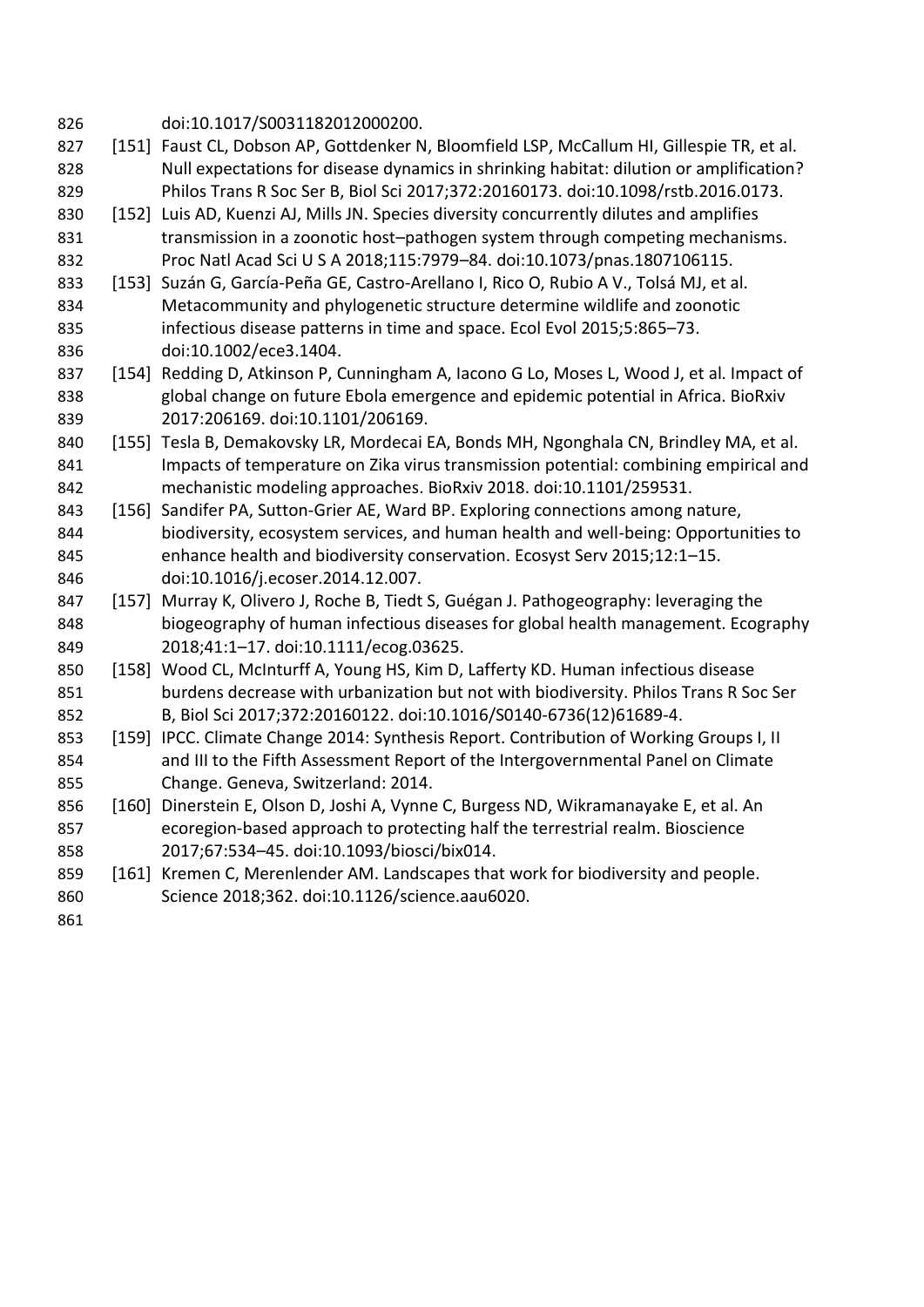doi:10.1017/S0031182012000200.

[151] Faust CL, Dobson AP, Gottdenker N, Bloomfield LSP, McCallum HI, Gillespie TR, et al. Null expectations for disease dynamics in shrinking habitat: dilution or amplification? Philos Trans R Soc Ser B, Biol Sci 2017;372:20160173. doi:10.1098/rstb.2016.0173.

[152] Luis AD, Kuenzi AJ, Mills JN. Species diversity concurrently dilutes and amplifies transmission in a zoonotic host–pathogen system through competing mechanisms. Proc Natl Acad Sci U S A 2018;115:7979–84. doi:10.1073/pnas.1807106115.

[153] Suzán G, García-Peña GE, Castro-Arellano I, Rico O, Rubio A V., Tolsá MJ, et al. Metacommunity and phylogenetic structure determine wildlife and zoonotic infectious disease patterns in time and space. Ecol Evol 2015;5:865–73. doi:10.1002/ece3.1404.

[154] Redding D, Atkinson P, Cunningham A, Iacono G Lo, Moses L, Wood J, et al. Impact of global change on future Ebola emergence and epidemic potential in Africa. BioRxiv 2017:206169. doi:10.1101/206169.

[155] Tesla B, Demakovsky LR, Mordecai EA, Bonds MH, Ngonghala CN, Brindley MA, et al. Impacts of temperature on Zika virus transmission potential: combining empirical and mechanistic modeling approaches. BioRxiv 2018. doi:10.1101/259531.

[156] Sandifer PA, Sutton-Grier AE, Ward BP. Exploring connections among nature, biodiversity, ecosystem services, and human health and well-being: Opportunities to enhance health and biodiversity conservation. Ecosyst Serv 2015;12:1–15. doi:10.1016/j.ecoser.2014.12.007.

[157] Murray K, Olivero J, Roche B, Tiedt S, Guégan J. Pathogeography: leveraging the biogeography of human infectious diseases for global health management. Ecography 2018;41:1–17. doi:10.1111/ecog.03625.

[158] Wood CL, McInturff A, Young HS, Kim D, Lafferty KD. Human infectious disease burdens decrease with urbanization but not with biodiversity. Philos Trans R Soc Ser B, Biol Sci 2017;372:20160122. doi:10.1016/S0140-6736(12)61689-4.

[159] IPCC. Climate Change 2014: Synthesis Report. Contribution of Working Groups I, II and III to the Fifth Assessment Report of the Intergovernmental Panel on Climate Change. Geneva, Switzerland: 2014.

[160] Dinerstein E, Olson D, Joshi A, Vynne C, Burgess ND, Wikramanayake E, et al. An ecoregion-based approach to protecting half the terrestrial realm. Bioscience 2017;67:534–45. doi:10.1093/biosci/bix014.

[161] Kremen C, Merenlender AM. Landscapes that work for biodiversity and people. Science 2018;362. doi:10.1126/science.aau6020.